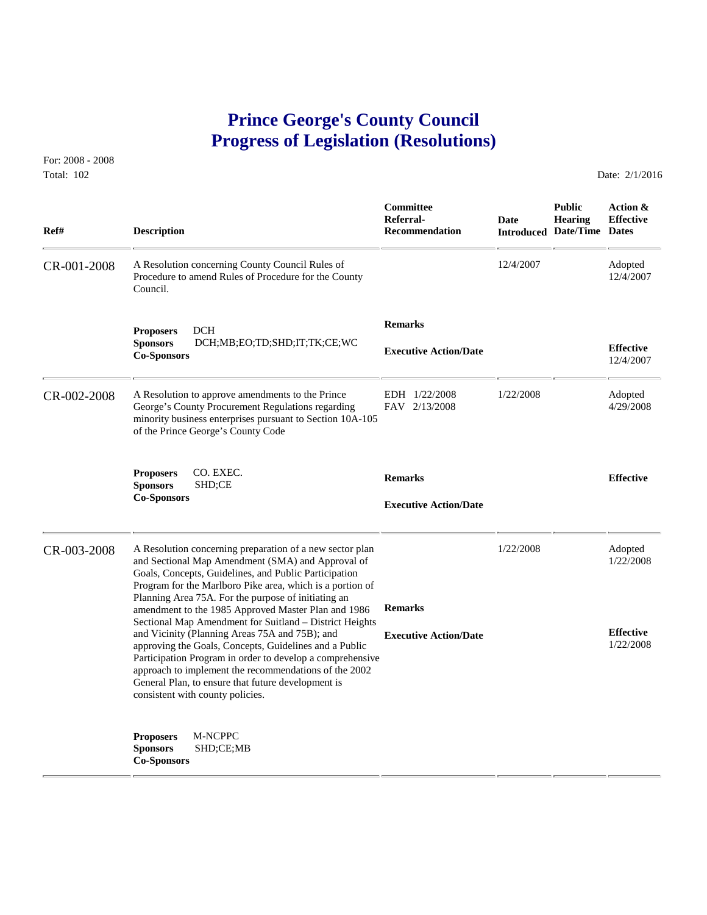# Prince George's County Council
# Progress of Legislation (Resolutions)

For: 2008 - 2008
Total: 102

Date: 2/1/2016

| Ref# | Description | Committee Referral-Recommendation | Date Introduced | Public Hearing Date/Time | Action & Effective Dates |
|---|---|---|---|---|---|
| CR-001-2008 | A Resolution concerning County Council Rules of Procedure to amend Rules of Procedure for the County Council. | | 12/4/2007 | | Adopted 12/4/2007 |
| | **Proposers** DCH<br>**Sponsors** DCH;MB;EO;TD;SHD;IT;TK;CE;WC<br>**Co-Sponsors** | **Remarks**<br><br>**Executive Action/Date** | | | **Effective** 12/4/2007 |
| CR-002-2008 | A Resolution to approve amendments to the Prince George's County Procurement Regulations regarding minority business enterprises pursuant to Section 10A-105 of the Prince George's County Code | EDH 1/22/2008<br>FAV 2/13/2008 | 1/22/2008 | | Adopted 4/29/2008 |
| | **Proposers** CO. EXEC.<br>**Sponsors** SHD;CE<br>**Co-Sponsors** | **Remarks**<br><br>**Executive Action/Date** | | | **Effective** |
| CR-003-2008 | A Resolution concerning preparation of a new sector plan and Sectional Map Amendment (SMA) and Approval of Goals, Concepts, Guidelines, and Public Participation Program for the Marlboro Pike area, which is a portion of Planning Area 75A. For the purpose of initiating an amendment to the 1985 Approved Master Plan and 1986 Sectional Map Amendment for Suitland – District Heights and Vicinity (Planning Areas 75A and 75B); and approving the Goals, Concepts, Guidelines and a Public Participation Program in order to develop a comprehensive approach to implement the recommendations of the 2002 General Plan, to ensure that future development is consistent with county policies. | **Remarks**<br><br>**Executive Action/Date** | 1/22/2008 | | Adopted 1/22/2008<br><br>**Effective** 1/22/2008 |
| | **Proposers** M-NCPPC<br>**Sponsors** SHD;CE;MB<br>**Co-Sponsors** | | | | |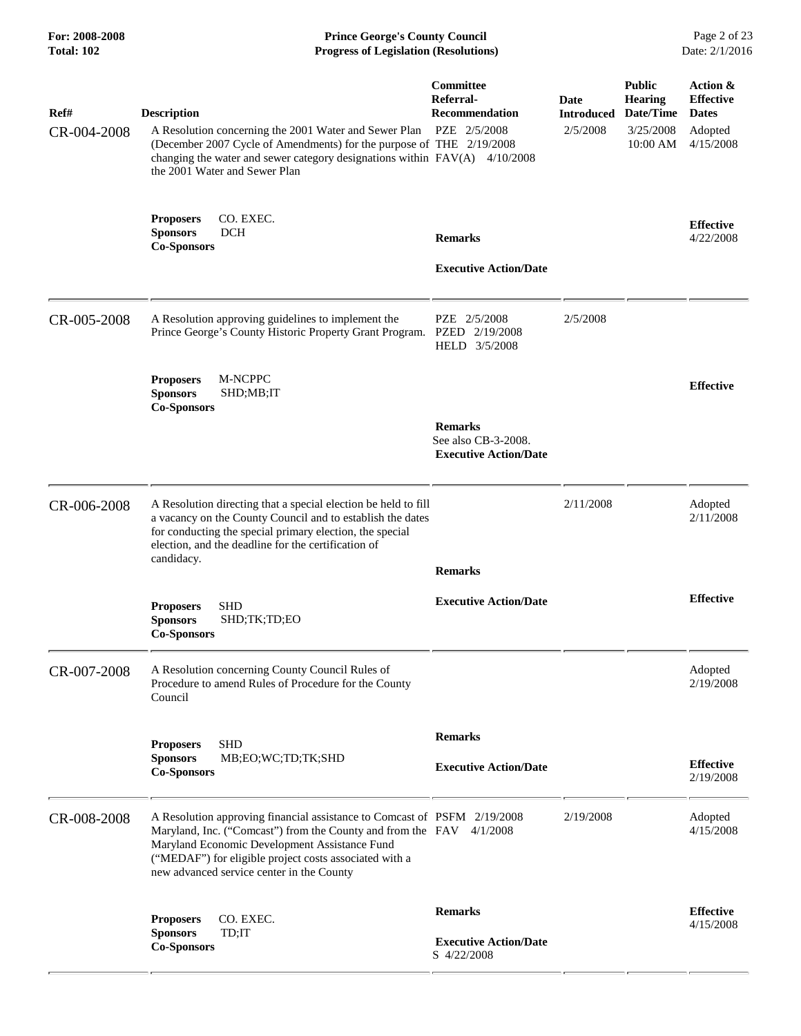| Ref# | Description | Committee Referral-Recommendation | Date Introduced | Public Hearing Date/Time | Action & Effective Dates |
|---|---|---|---|---|---|
| CR-004-2008 | A Resolution concerning the 2001 Water and Sewer Plan (December 2007 Cycle of Amendments) for the purpose of changing the water and sewer category designations within the 2001 Water and Sewer Plan<br><br>**Proposers** CO. EXEC.<br>**Sponsors** DCH<br>**Co-Sponsors** | PZE 2/5/2008<br>THE 2/19/2008<br>FAV(A) 4/10/2008<br><br>**Remarks**<br><br>**Executive Action/Date** | 2/5/2008 | 3/25/2008 10:00 AM | Adopted 4/15/2008<br><br>**Effective** 4/22/2008 |
| CR-005-2008 | A Resolution approving guidelines to implement the Prince George's County Historic Property Grant Program.<br><br>**Proposers** M-NCPPC<br>**Sponsors** SHD;MB;IT<br>**Co-Sponsors** | PZE 2/5/2008<br>PZED 2/19/2008<br>HELD 3/5/2008<br><br>**Remarks**<br>See also CB-3-2008.<br>**Executive Action/Date** | 2/5/2008 | | **Effective** |
| CR-006-2008 | A Resolution directing that a special election be held to fill a vacancy on the County Council and to establish the dates for conducting the special primary election, the special election, and the deadline for the certification of candidacy.<br><br>**Proposers** SHD<br>**Sponsors** SHD;TK;TD;EO<br>**Co-Sponsors** | **Remarks**<br><br>**Executive Action/Date** | 2/11/2008 | | Adopted 2/11/2008<br><br>**Effective** |
| CR-007-2008 | A Resolution concerning County Council Rules of Procedure to amend Rules of Procedure for the County Council<br><br>**Proposers** SHD<br>**Sponsors** MB;EO;WC;TD;TK;SHD<br>**Co-Sponsors** | **Remarks**<br><br>**Executive Action/Date** | | | Adopted 2/19/2008<br><br>**Effective** 2/19/2008 |
| CR-008-2008 | A Resolution approving financial assistance to Comcast of Maryland, Inc. ("Comcast") from the County and from the Maryland Economic Development Assistance Fund ("MEDAF") for eligible project costs associated with a new advanced service center in the County<br><br>**Proposers** CO. EXEC.<br>**Sponsors** TD;IT<br>**Co-Sponsors** | PSFM 2/19/2008<br>FAV 4/1/2008<br><br>**Remarks**<br><br>**Executive Action/Date**<br>S 4/22/2008 | 2/19/2008 | | Adopted 4/15/2008<br><br>**Effective** 4/15/2008 |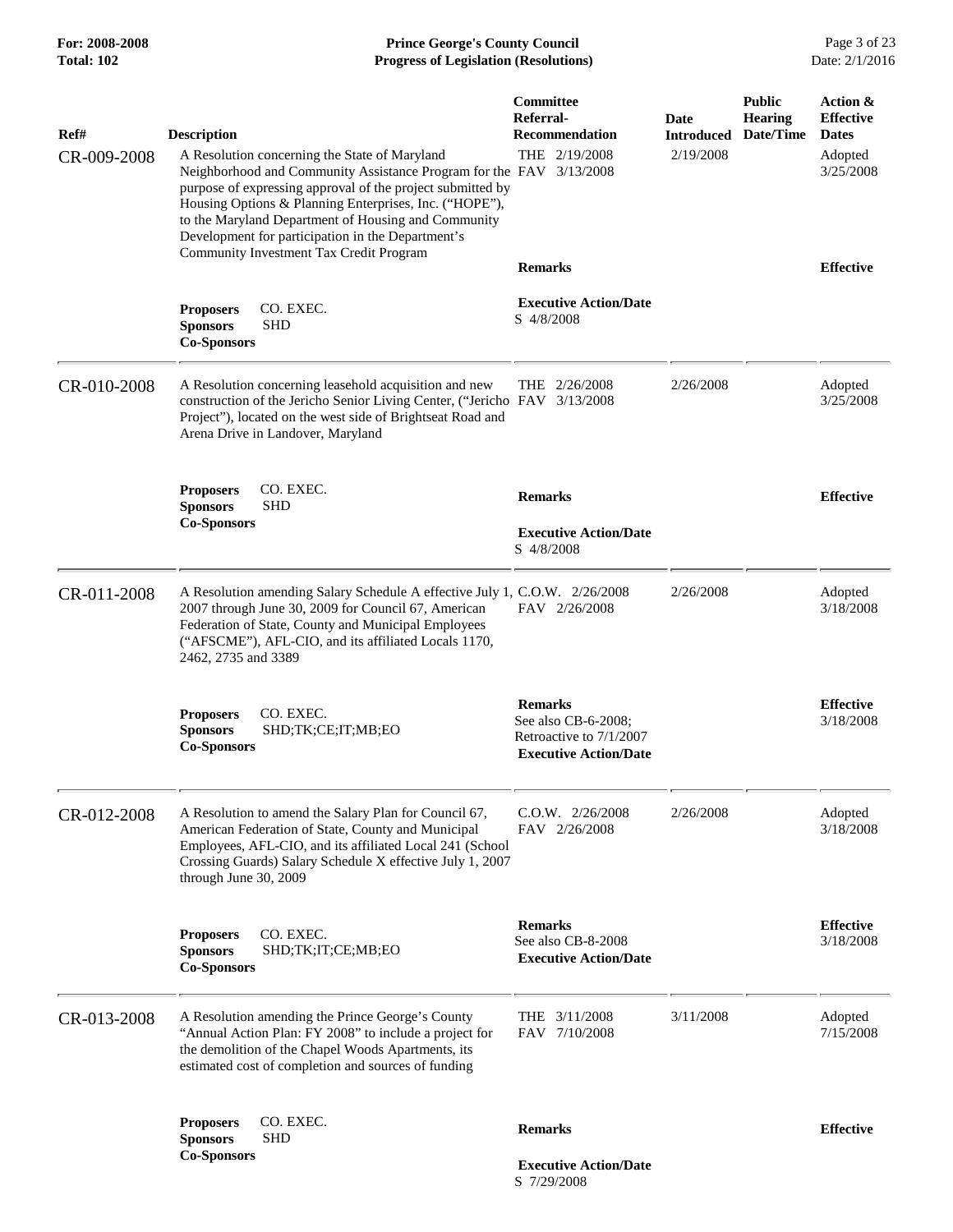| Ref# | Description | Committee Referral-Recommendation | Date Introduced | Public Hearing Date/Time | Action & Effective Dates |
|---|---|---|---|---|---|
| CR-009-2008 | A Resolution concerning the State of Maryland Neighborhood and Community Assistance Program for the purpose of expressing approval of the project submitted by Housing Options & Planning Enterprises, Inc. ("HOPE"), to the Maryland Department of Housing and Community Development for participation in the Department's Community Investment Tax Credit Program | THE 2/19/2008<br>FAV 3/13/2008 | 2/19/2008 | | Adopted 3/25/2008 |
| | **Proposers** CO. EXEC.<br>**Sponsors** SHD<br>**Co-Sponsors** | **Remarks**<br><br>**Executive Action/Date**<br>S 4/8/2008 | | | **Effective** |
| CR-010-2008 | A Resolution concerning leasehold acquisition and new construction of the Jericho Senior Living Center, ("Jericho Project"), located on the west side of Brightseat Road and Arena Drive in Landover, Maryland | THE 2/26/2008<br>FAV 3/13/2008 | 2/26/2008 | | Adopted 3/25/2008 |
| | **Proposers** CO. EXEC.<br>**Sponsors** SHD<br>**Co-Sponsors** | **Remarks**<br><br>**Executive Action/Date**<br>S 4/8/2008 | | | **Effective** |
| CR-011-2008 | A Resolution amending Salary Schedule A effective July 1, 2007 through June 30, 2009 for Council 67, American Federation of State, County and Municipal Employees ("AFSCME"), AFL-CIO, and its affiliated Locals 1170, 2462, 2735 and 3389 | C.O.W. 2/26/2008<br>FAV 2/26/2008 | 2/26/2008 | | Adopted 3/18/2008 |
| | **Proposers** CO. EXEC.<br>**Sponsors** SHD;TK;CE;IT;MB;EO<br>**Co-Sponsors** | **Remarks**<br>See also CB-6-2008; Retroactive to 7/1/2007<br>**Executive Action/Date** | | | **Effective** 3/18/2008 |
| CR-012-2008 | A Resolution to amend the Salary Plan for Council 67, American Federation of State, County and Municipal Employees, AFL-CIO, and its affiliated Local 241 (School Crossing Guards) Salary Schedule X effective July 1, 2007 through June 30, 2009 | C.O.W. 2/26/2008<br>FAV 2/26/2008 | 2/26/2008 | | Adopted 3/18/2008 |
| | **Proposers** CO. EXEC.<br>**Sponsors** SHD;TK;IT;CE;MB;EO<br>**Co-Sponsors** | **Remarks**<br>See also CB-8-2008<br>**Executive Action/Date** | | | **Effective** 3/18/2008 |
| CR-013-2008 | A Resolution amending the Prince George's County "Annual Action Plan: FY 2008" to include a project for the demolition of the Chapel Woods Apartments, its estimated cost of completion and sources of funding | THE 3/11/2008<br>FAV 7/10/2008 | 3/11/2008 | | Adopted 7/15/2008 |
| | **Proposers** CO. EXEC.<br>**Sponsors** SHD<br>**Co-Sponsors** | **Remarks**<br><br>**Executive Action/Date**<br>S 7/29/2008 | | | **Effective** |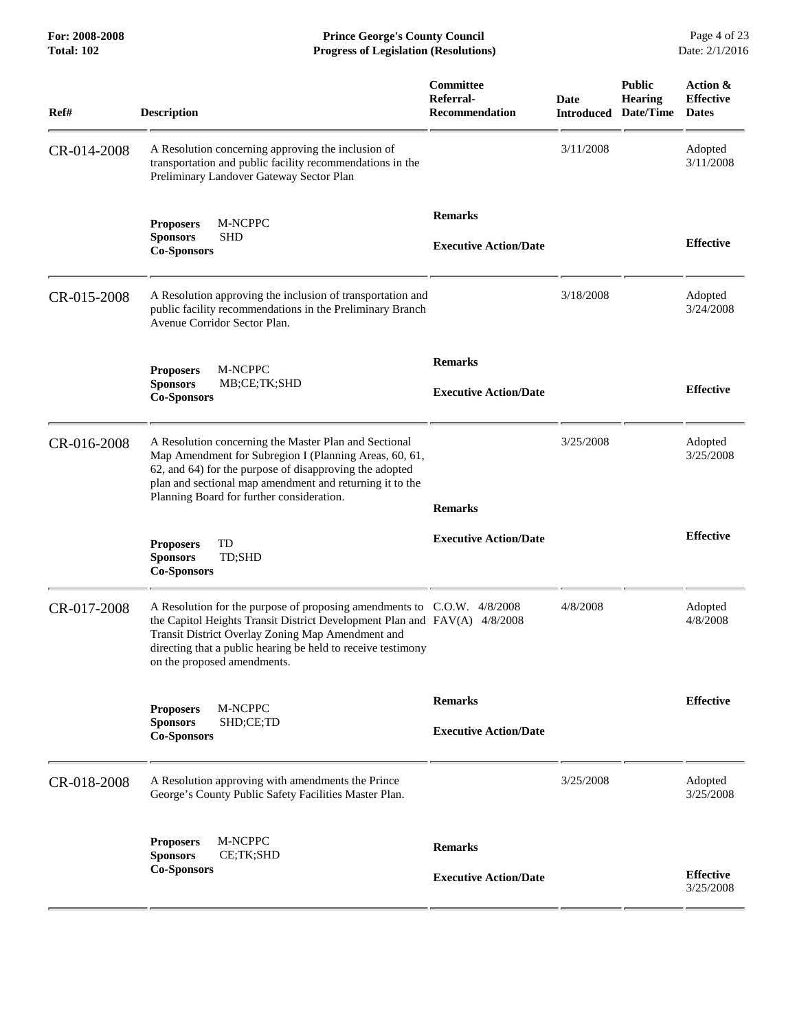| Ref# | Description | Committee Referral-Recommendation | Date Introduced | Public Hearing Date/Time | Action & Effective Dates |
|---|---|---|---|---|---|
| CR-014-2008 | A Resolution concerning approving the inclusion of transportation and public facility recommendations in the Preliminary Landover Gateway Sector Plan | | 3/11/2008 | | Adopted 3/11/2008 |
| | **Proposers** M-NCPPC<br>**Sponsors** SHD<br>**Co-Sponsors** | **Remarks**<br><br>**Executive Action/Date** | | | **Effective** |
| CR-015-2008 | A Resolution approving the inclusion of transportation and public facility recommendations in the Preliminary Branch Avenue Corridor Sector Plan. | | 3/18/2008 | | Adopted 3/24/2008 |
| | **Proposers** M-NCPPC<br>**Sponsors** MB;CE;TK;SHD<br>**Co-Sponsors** | **Remarks**<br><br>**Executive Action/Date** | | | **Effective** |
| CR-016-2008 | A Resolution concerning the Master Plan and Sectional Map Amendment for Subregion I (Planning Areas, 60, 61, 62, and 64) for the purpose of disapproving the adopted plan and sectional map amendment and returning it to the Planning Board for further consideration. | | 3/25/2008 | | Adopted 3/25/2008 |
| | **Proposers** TD<br>**Sponsors** TD;SHD<br>**Co-Sponsors** | **Remarks**<br><br>**Executive Action/Date** | | | **Effective** |
| CR-017-2008 | A Resolution for the purpose of proposing amendments to the Capitol Heights Transit District Development Plan and Transit District Overlay Zoning Map Amendment and directing that a public hearing be held to receive testimony on the proposed amendments. | C.O.W. 4/8/2008<br>FAV(A) 4/8/2008 | 4/8/2008 | | Adopted 4/8/2008 |
| | **Proposers** M-NCPPC<br>**Sponsors** SHD;CE;TD<br>**Co-Sponsors** | **Remarks**<br><br>**Executive Action/Date** | | | **Effective** |
| CR-018-2008 | A Resolution approving with amendments the Prince George's County Public Safety Facilities Master Plan. | | 3/25/2008 | | Adopted 3/25/2008 |
| | **Proposers** M-NCPPC<br>**Sponsors** CE;TK;SHD<br>**Co-Sponsors** | **Remarks**<br><br>**Executive Action/Date** | | | **Effective** 3/25/2008 |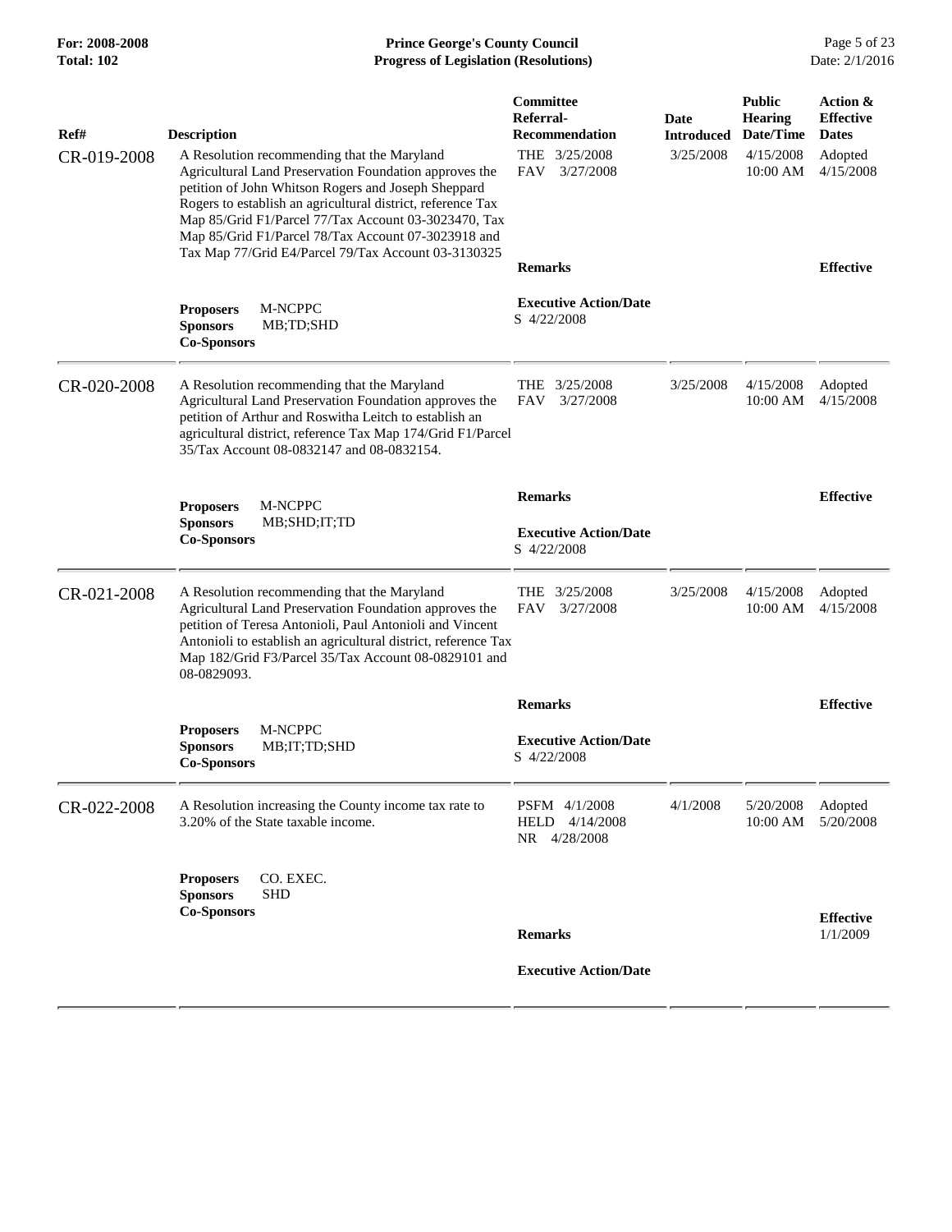| Ref# | Description | Committee Referral-Recommendation | Date Introduced | Public Hearing Date/Time | Action & Effective Dates |
|---|---|---|---|---|---|
| CR-019-2008 | A Resolution recommending that the Maryland Agricultural Land Preservation Foundation approves the petition of John Whitson Rogers and Joseph Sheppard Rogers to establish an agricultural district, reference Tax Map 85/Grid F1/Parcel 77/Tax Account 03-3023470, Tax Map 85/Grid F1/Parcel 78/Tax Account 07-3023918 and Tax Map 77/Grid E4/Parcel 79/Tax Account 03-3130325 | THE 3/25/2008<br>FAV 3/27/2008 | 3/25/2008 | 4/15/2008<br>10:00 AM | Adopted<br>4/15/2008 |
| | **Proposers** M-NCPPC<br>**Sponsors** MB;TD;SHD<br>**Co-Sponsors** | **Remarks**<br><br>**Executive Action/Date**<br>S 4/22/2008 | | | **Effective** |
| CR-020-2008 | A Resolution recommending that the Maryland Agricultural Land Preservation Foundation approves the petition of Arthur and Roswitha Leitch to establish an agricultural district, reference Tax Map 174/Grid F1/Parcel 35/Tax Account 08-0832147 and 08-0832154. | THE 3/25/2008<br>FAV 3/27/2008 | 3/25/2008 | 4/15/2008<br>10:00 AM | Adopted<br>4/15/2008 |
| | **Proposers** M-NCPPC<br>**Sponsors** MB;SHD;IT;TD<br>**Co-Sponsors** | **Remarks**<br><br>**Executive Action/Date**<br>S 4/22/2008 | | | **Effective** |
| CR-021-2008 | A Resolution recommending that the Maryland Agricultural Land Preservation Foundation approves the petition of Teresa Antonioli, Paul Antonioli and Vincent Antonioli to establish an agricultural district, reference Tax Map 182/Grid F3/Parcel 35/Tax Account 08-0829101 and 08-0829093. | THE 3/25/2008<br>FAV 3/27/2008 | 3/25/2008 | 4/15/2008<br>10:00 AM | Adopted<br>4/15/2008 |
| | **Proposers** M-NCPPC<br>**Sponsors** MB;IT;TD;SHD<br>**Co-Sponsors** | **Remarks**<br><br>**Executive Action/Date**<br>S 4/22/2008 | | | **Effective** |
| CR-022-2008 | A Resolution increasing the County income tax rate to 3.20% of the State taxable income. | PSFM 4/1/2008<br>HELD 4/14/2008<br>NR 4/28/2008 | 4/1/2008 | 5/20/2008<br>10:00 AM | Adopted<br>5/20/2008 |
| | **Proposers** CO. EXEC.<br>**Sponsors** SHD<br>**Co-Sponsors** | **Remarks**<br><br>**Executive Action/Date** | | | **Effective**<br>1/1/2009 |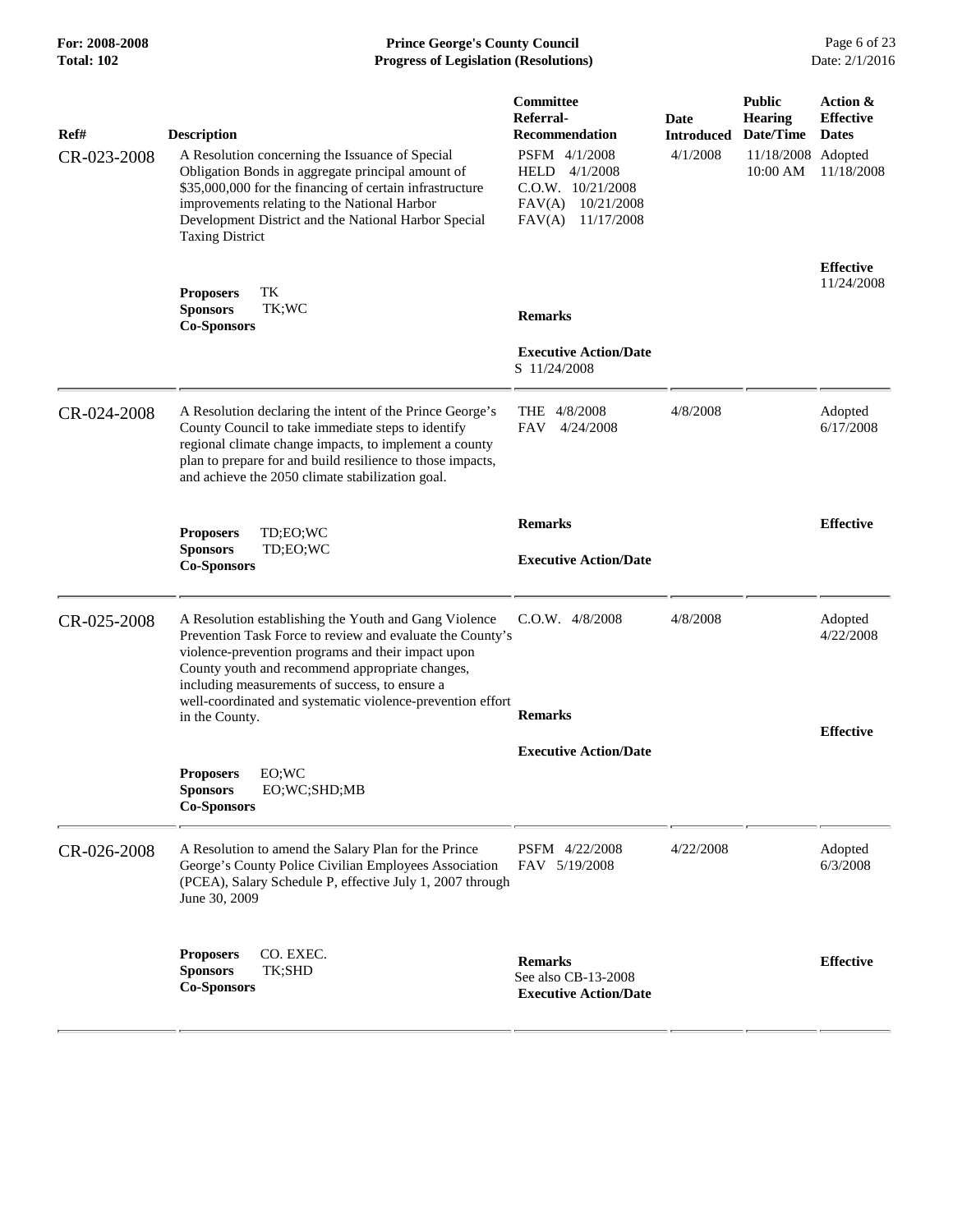| Ref# | Description | Committee Referral-Recommendation | Date Introduced | Public Hearing Date/Time | Action & Effective Dates |
|---|---|---|---|---|---|
| CR-023-2008 | A Resolution concerning the Issuance of Special Obligation Bonds in aggregate principal amount of $35,000,000 for the financing of certain infrastructure improvements relating to the National Harbor Development District and the National Harbor Special Taxing District<br><br>**Proposers** TK<br>**Sponsors** TK;WC<br>**Co-Sponsors** | PSFM 4/1/2008<br>HELD 4/1/2008<br>C.O.W. 10/21/2008<br>FAV(A) 10/21/2008<br>FAV(A) 11/17/2008<br><br>**Remarks**<br><br>**Executive Action/Date**<br>S 11/24/2008 | 4/1/2008 | 11/18/2008 10:00 AM | Adopted 11/18/2008<br><br>**Effective** 11/24/2008 |
| CR-024-2008 | A Resolution declaring the intent of the Prince George's County Council to take immediate steps to identify regional climate change impacts, to implement a county plan to prepare for and build resilience to those impacts, and achieve the 2050 climate stabilization goal.<br><br>**Proposers** TD;EO;WC<br>**Sponsors** TD;EO;WC<br>**Co-Sponsors** | THE 4/8/2008<br>FAV 4/24/2008<br><br>**Remarks**<br><br>**Executive Action/Date** | 4/8/2008 | | Adopted 6/17/2008<br><br>**Effective** |
| CR-025-2008 | A Resolution establishing the Youth and Gang Violence Prevention Task Force to review and evaluate the County's violence-prevention programs and their impact upon County youth and recommend appropriate changes, including measurements of success, to ensure a well-coordinated and systematic violence-prevention effort in the County.<br><br>**Proposers** EO;WC<br>**Sponsors** EO;WC;SHD;MB<br>**Co-Sponsors** | C.O.W. 4/8/2008<br><br>**Remarks**<br><br>**Executive Action/Date** | 4/8/2008 | | Adopted 4/22/2008<br><br>**Effective** |
| CR-026-2008 | A Resolution to amend the Salary Plan for the Prince George's County Police Civilian Employees Association (PCEA), Salary Schedule P, effective July 1, 2007 through June 30, 2009<br><br>**Proposers** CO. EXEC.<br>**Sponsors** TK;SHD<br>**Co-Sponsors** | PSFM 4/22/2008<br>FAV 5/19/2008<br><br>**Remarks**<br>See also CB-13-2008<br>**Executive Action/Date** | 4/22/2008 | | Adopted 6/3/2008<br><br>**Effective** |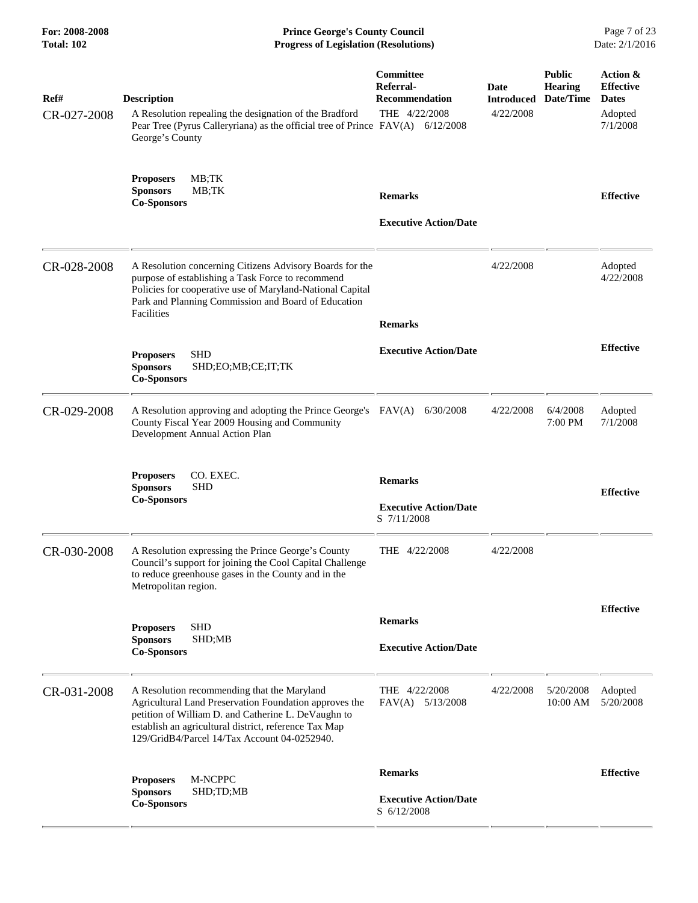| Ref# | Description | Committee Referral-Recommendation | Date Introduced | Public Hearing Date/Time | Action & Effective Dates |
|---|---|---|---|---|---|
| CR-027-2008 | A Resolution repealing the designation of the Bradford Pear Tree (Pyrus Calleryriana) as the official tree of Prince George's County | THE 4/22/2008<br>FAV(A) 6/12/2008 | 4/22/2008 | | Adopted 7/1/2008 |
| | **Proposers** MB;TK<br>**Sponsors** MB;TK<br>**Co-Sponsors** | **Remarks**<br><br>**Executive Action/Date** | | | **Effective** |
| CR-028-2008 | A Resolution concerning Citizens Advisory Boards for the purpose of establishing a Task Force to recommend Policies for cooperative use of Maryland-National Capital Park and Planning Commission and Board of Education Facilities | | 4/22/2008 | | Adopted 4/22/2008 |
| | **Proposers** SHD<br>**Sponsors** SHD;EO;MB;CE;IT;TK<br>**Co-Sponsors** | **Remarks**<br><br>**Executive Action/Date** | | | **Effective** |
| CR-029-2008 | A Resolution approving and adopting the Prince George's County Fiscal Year 2009 Housing and Community Development Annual Action Plan | FAV(A) 6/30/2008 | 4/22/2008 | 6/4/2008 7:00 PM | Adopted 7/1/2008 |
| | **Proposers** CO. EXEC.<br>**Sponsors** SHD<br>**Co-Sponsors** | **Remarks**<br><br>**Executive Action/Date**<br>S 7/11/2008 | | | **Effective** |
| CR-030-2008 | A Resolution expressing the Prince George's County Council's support for joining the Cool Capital Challenge to reduce greenhouse gases in the County and in the Metropolitan region. | THE 4/22/2008 | 4/22/2008 | | |
| | **Proposers** SHD<br>**Sponsors** SHD;MB<br>**Co-Sponsors** | **Remarks**<br><br>**Executive Action/Date** | | | **Effective** |
| CR-031-2008 | A Resolution recommending that the Maryland Agricultural Land Preservation Foundation approves the petition of William D. and Catherine L. DeVaughn to establish an agricultural district, reference Tax Map 129/GridB4/Parcel 14/Tax Account 04-0252940. | THE 4/22/2008<br>FAV(A) 5/13/2008 | 4/22/2008 | 5/20/2008 10:00 AM | Adopted 5/20/2008 |
| | **Proposers** M-NCPPC<br>**Sponsors** SHD;TD;MB<br>**Co-Sponsors** | **Remarks**<br><br>**Executive Action/Date**<br>S 6/12/2008 | | | **Effective** |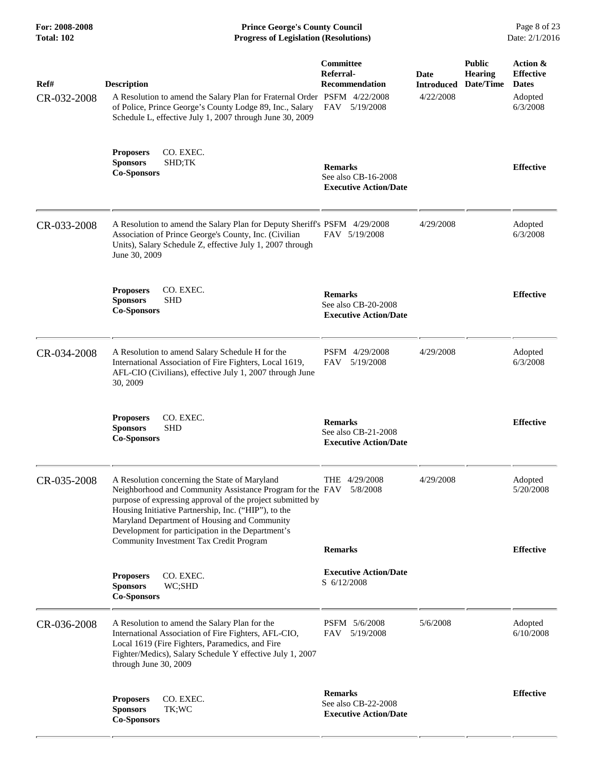| Ref# | Description | Committee Referral-Recommendation | Date Introduced | Public Hearing Date/Time | Action & Effective Dates |
|---|---|---|---|---|---|
| CR-032-2008 | A Resolution to amend the Salary Plan for Fraternal Order of Police, Prince George's County Lodge 89, Inc., Salary Schedule L, effective July 1, 2007 through June 30, 2009 | PSFM 4/22/2008<br>FAV 5/19/2008 | 4/22/2008 | | Adopted 6/3/2008 |
| | **Proposers** CO. EXEC.<br>**Sponsors** SHD;TK<br>**Co-Sponsors** | **Remarks**<br>See also CB-16-2008<br>**Executive Action/Date** | | | **Effective** |
| CR-033-2008 | A Resolution to amend the Salary Plan for Deputy Sheriff's Association of Prince George's County, Inc. (Civilian Units), Salary Schedule Z, effective July 1, 2007 through June 30, 2009 | PSFM 4/29/2008<br>FAV 5/19/2008 | 4/29/2008 | | Adopted 6/3/2008 |
| | **Proposers** CO. EXEC.<br>**Sponsors** SHD<br>**Co-Sponsors** | **Remarks**<br>See also CB-20-2008<br>**Executive Action/Date** | | | **Effective** |
| CR-034-2008 | A Resolution to amend Salary Schedule H for the International Association of Fire Fighters, Local 1619, AFL-CIO (Civilians), effective July 1, 2007 through June 30, 2009 | PSFM 4/29/2008<br>FAV 5/19/2008 | 4/29/2008 | | Adopted 6/3/2008 |
| | **Proposers** CO. EXEC.<br>**Sponsors** SHD<br>**Co-Sponsors** | **Remarks**<br>See also CB-21-2008<br>**Executive Action/Date** | | | **Effective** |
| CR-035-2008 | A Resolution concerning the State of Maryland Neighborhood and Community Assistance Program for the purpose of expressing approval of the project submitted by Housing Initiative Partnership, Inc. ("HIP"), to the Maryland Department of Housing and Community Development for participation in the Department's Community Investment Tax Credit Program | THE 4/29/2008<br>FAV 5/8/2008 | 4/29/2008 | | Adopted 5/20/2008 |
| | **Proposers** CO. EXEC.<br>**Sponsors** WC;SHD<br>**Co-Sponsors** | **Remarks**<br>**Executive Action/Date**<br>S 6/12/2008 | | | **Effective** |
| CR-036-2008 | A Resolution to amend the Salary Plan for the International Association of Fire Fighters, AFL-CIO, Local 1619 (Fire Fighters, Paramedics, and Fire Fighter/Medics), Salary Schedule Y effective July 1, 2007 through June 30, 2009 | PSFM 5/6/2008<br>FAV 5/19/2008 | 5/6/2008 | | Adopted 6/10/2008 |
| | **Proposers** CO. EXEC.<br>**Sponsors** TK;WC<br>**Co-Sponsors** | **Remarks**<br>See also CB-22-2008<br>**Executive Action/Date** | | | **Effective** |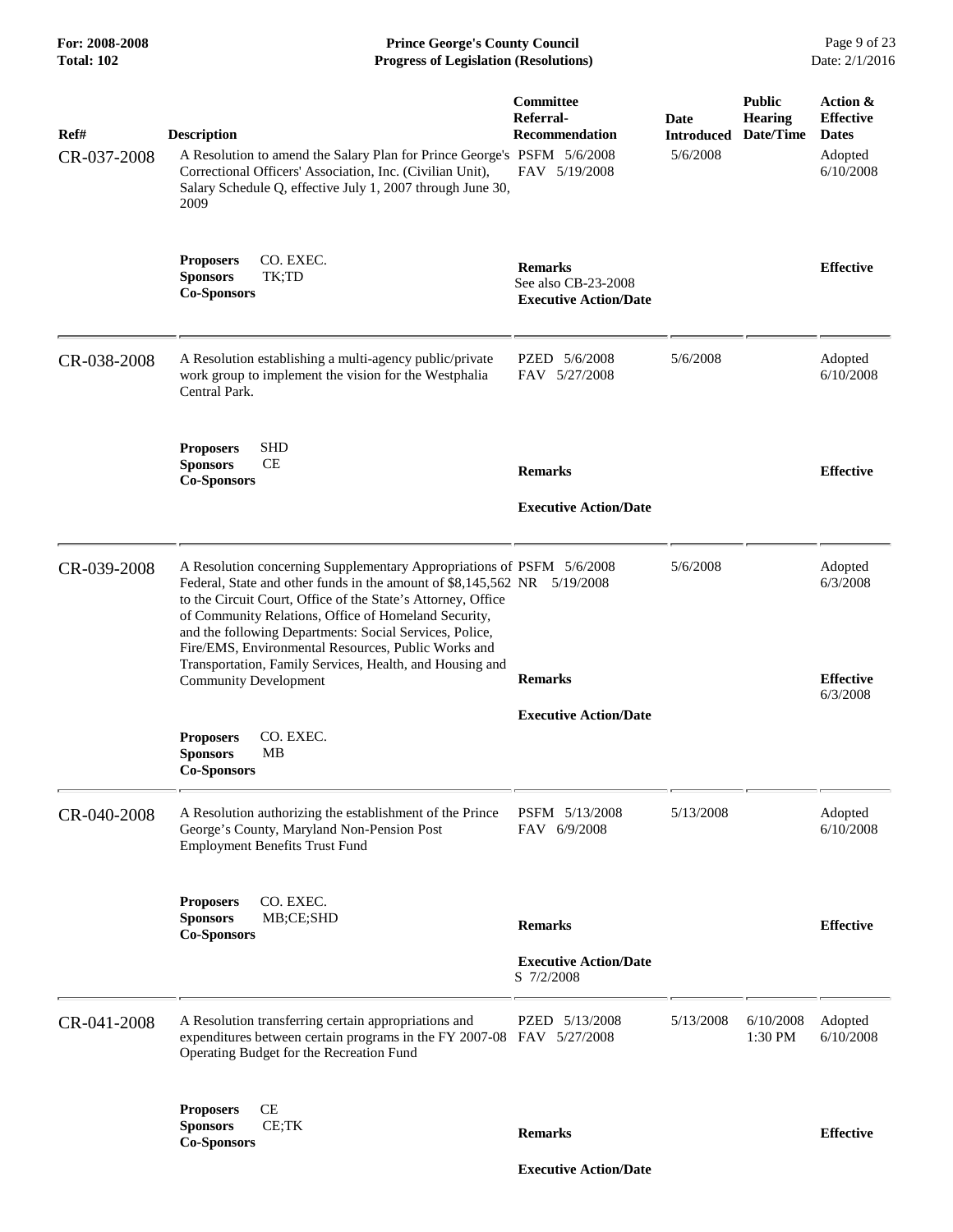| Ref# | Description | Committee Referral-Recommendation | Date Introduced | Public Hearing Date/Time | Action & Effective Dates |
|---|---|---|---|---|---|
| CR-037-2008 | A Resolution to amend the Salary Plan for Prince George's Correctional Officers' Association, Inc. (Civilian Unit), Salary Schedule Q, effective July 1, 2007 through June 30, 2009<br><br>**Proposers** CO. EXEC.<br>**Sponsors** TK;TD<br>**Co-Sponsors** | PSFM 5/6/2008<br>FAV 5/19/2008<br><br>**Remarks**<br>See also CB-23-2008<br>**Executive Action/Date** | 5/6/2008 | | Adopted 6/10/2008<br><br>**Effective** |
| CR-038-2008 | A Resolution establishing a multi-agency public/private work group to implement the vision for the Westphalia Central Park.<br><br>**Proposers** SHD<br>**Sponsors** CE<br>**Co-Sponsors** | PZED 5/6/2008<br>FAV 5/27/2008<br><br>**Remarks**<br><br>**Executive Action/Date** | 5/6/2008 | | Adopted 6/10/2008<br><br>**Effective** |
| CR-039-2008 | A Resolution concerning Supplementary Appropriations of Federal, State and other funds in the amount of $8,145,562 to the Circuit Court, Office of the State's Attorney, Office of Community Relations, Office of Homeland Security, and the following Departments: Social Services, Police, Fire/EMS, Environmental Resources, Public Works and Transportation, Family Services, Health, and Housing and Community Development<br><br>**Proposers** CO. EXEC.<br>**Sponsors** MB<br>**Co-Sponsors** | PSFM 5/6/2008<br>NR 5/19/2008<br><br>**Remarks**<br><br>**Executive Action/Date** | 5/6/2008 | | Adopted 6/3/2008<br><br>**Effective** 6/3/2008 |
| CR-040-2008 | A Resolution authorizing the establishment of the Prince George's County, Maryland Non-Pension Post Employment Benefits Trust Fund<br><br>**Proposers** CO. EXEC.<br>**Sponsors** MB;CE;SHD<br>**Co-Sponsors** | PSFM 5/13/2008<br>FAV 6/9/2008<br><br>**Remarks**<br><br>**Executive Action/Date**<br>S 7/2/2008 | 5/13/2008 | | Adopted 6/10/2008<br><br>**Effective** |
| CR-041-2008 | A Resolution transferring certain appropriations and expenditures between certain programs in the FY 2007-08 Operating Budget for the Recreation Fund<br><br>**Proposers** CE<br>**Sponsors** CE;TK<br>**Co-Sponsors** | PZED 5/13/2008<br>FAV 5/27/2008<br><br>**Remarks**<br><br>**Executive Action/Date** | 5/13/2008 | 6/10/2008 1:30 PM | Adopted 6/10/2008<br><br>**Effective** |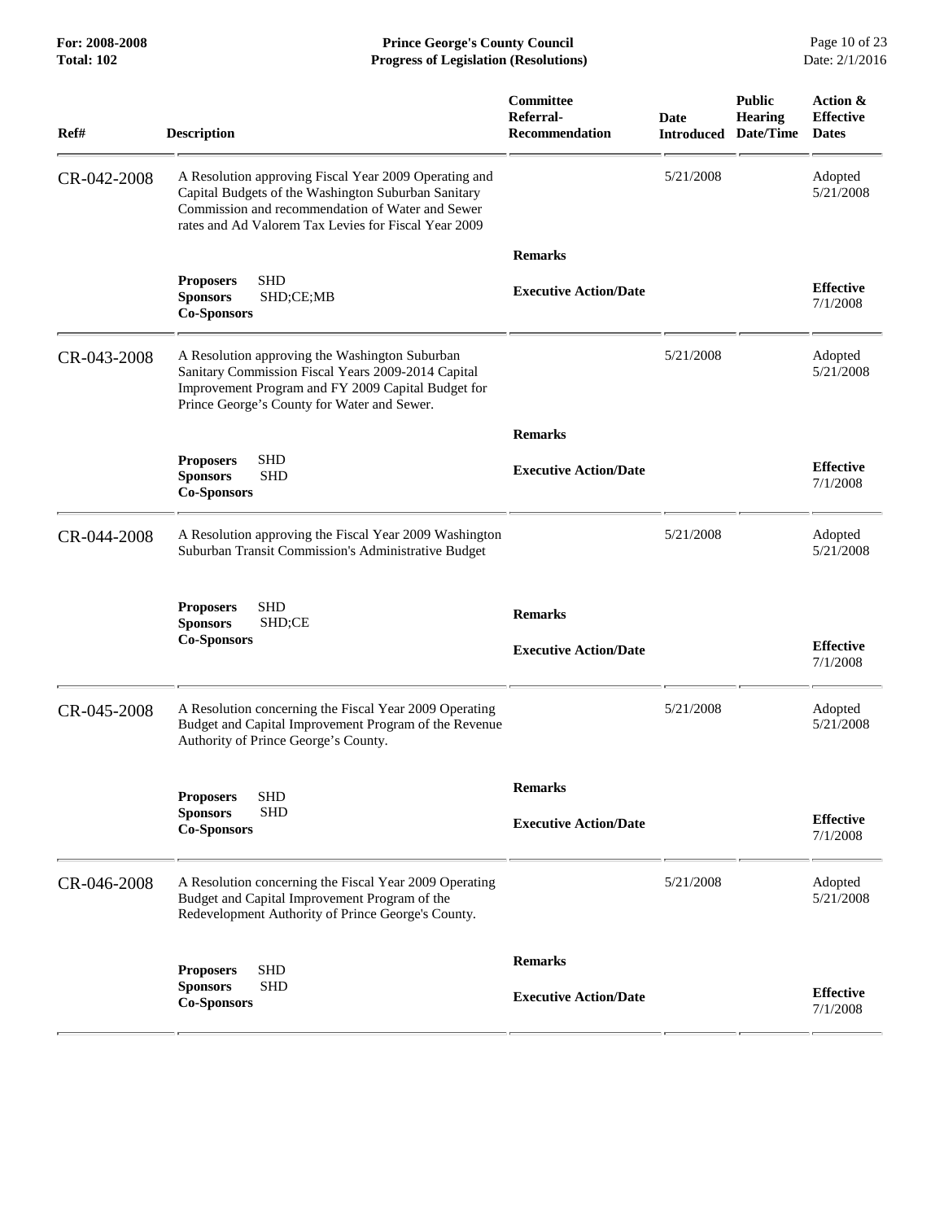| Ref# | Description | Committee Referral-Recommendation | Date Introduced | Public Hearing Date/Time | Action & Effective Dates |
|---|---|---|---|---|---|
| CR-042-2008 | A Resolution approving Fiscal Year 2009 Operating and Capital Budgets of the Washington Suburban Sanitary Commission and recommendation of Water and Sewer rates and Ad Valorem Tax Levies for Fiscal Year 2009 | | 5/21/2008 | | Adopted 5/21/2008 |
| | | **Remarks** | | | |
| | **Proposers** SHD<br>**Sponsors** SHD;CE;MB<br>**Co-Sponsors** | **Executive Action/Date** | | | **Effective** 7/1/2008 |
| CR-043-2008 | A Resolution approving the Washington Suburban Sanitary Commission Fiscal Years 2009-2014 Capital Improvement Program and FY 2009 Capital Budget for Prince George's County for Water and Sewer. | | 5/21/2008 | | Adopted 5/21/2008 |
| | | **Remarks** | | | |
| | **Proposers** SHD<br>**Sponsors** SHD<br>**Co-Sponsors** | **Executive Action/Date** | | | **Effective** 7/1/2008 |
| CR-044-2008 | A Resolution approving the Fiscal Year 2009 Washington Suburban Transit Commission's Administrative Budget | | 5/21/2008 | | Adopted 5/21/2008 |
| | **Proposers** SHD<br>**Sponsors** SHD;CE<br>**Co-Sponsors** | **Remarks** | | | |
| | | **Executive Action/Date** | | | **Effective** 7/1/2008 |
| CR-045-2008 | A Resolution concerning the Fiscal Year 2009 Operating Budget and Capital Improvement Program of the Revenue Authority of Prince George's County. | | 5/21/2008 | | Adopted 5/21/2008 |
| | | **Remarks** | | | |
| | **Proposers** SHD<br>**Sponsors** SHD<br>**Co-Sponsors** | **Executive Action/Date** | | | **Effective** 7/1/2008 |
| CR-046-2008 | A Resolution concerning the Fiscal Year 2009 Operating Budget and Capital Improvement Program of the Redevelopment Authority of Prince George's County. | | 5/21/2008 | | Adopted 5/21/2008 |
| | | **Remarks** | | | |
| | **Proposers** SHD<br>**Sponsors** SHD<br>**Co-Sponsors** | **Executive Action/Date** | | | **Effective** 7/1/2008 |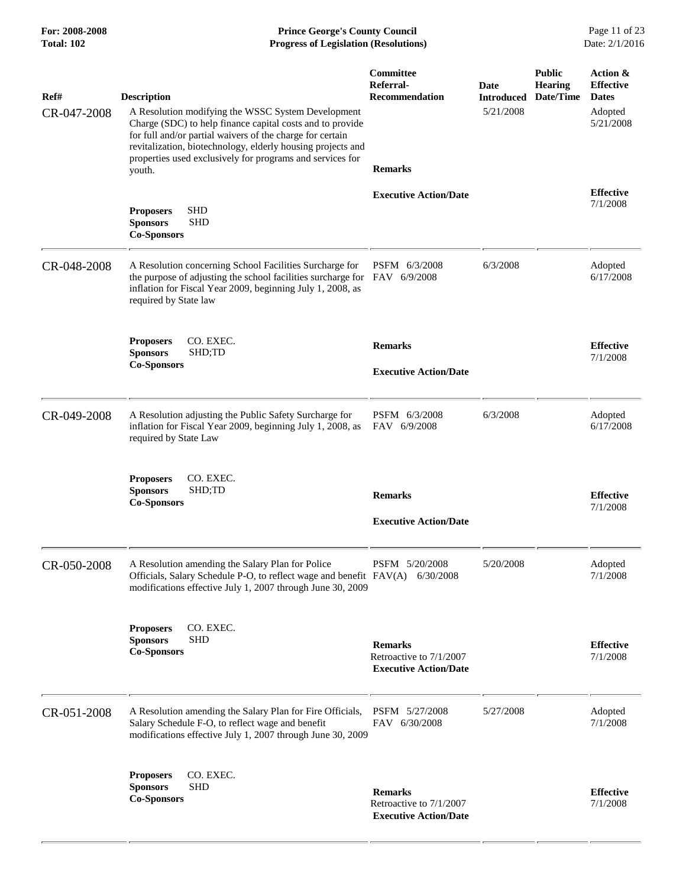| Ref# | Description | Committee Referral-Recommendation | Date Introduced | Public Hearing Date/Time | Action & Effective Dates |
|---|---|---|---|---|---|
| CR-047-2008 | A Resolution modifying the WSSC System Development Charge (SDC) to help finance capital costs and to provide for full and/or partial waivers of the charge for certain revitalization, biotechnology, elderly housing projects and properties used exclusively for programs and services for youth. | | 5/21/2008 | | Adopted 5/21/2008 |
| | **Proposers** SHD<br>**Sponsors** SHD<br>**Co-Sponsors** | **Remarks**<br><br>**Executive Action/Date** | | | **Effective** 7/1/2008 |
| CR-048-2008 | A Resolution concerning School Facilities Surcharge for the purpose of adjusting the school facilities surcharge for inflation for Fiscal Year 2009, beginning July 1, 2008, as required by State law | PSFM 6/3/2008<br>FAV 6/9/2008 | 6/3/2008 | | Adopted 6/17/2008 |
| | **Proposers** CO. EXEC.<br>**Sponsors** SHD;TD<br>**Co-Sponsors** | **Remarks**<br><br>**Executive Action/Date** | | | **Effective** 7/1/2008 |
| CR-049-2008 | A Resolution adjusting the Public Safety Surcharge for inflation for Fiscal Year 2009, beginning July 1, 2008, as required by State Law | PSFM 6/3/2008<br>FAV 6/9/2008 | 6/3/2008 | | Adopted 6/17/2008 |
| | **Proposers** CO. EXEC.<br>**Sponsors** SHD;TD<br>**Co-Sponsors** | **Remarks**<br><br>**Executive Action/Date** | | | **Effective** 7/1/2008 |
| CR-050-2008 | A Resolution amending the Salary Plan for Police Officials, Salary Schedule P-O, to reflect wage and benefit modifications effective July 1, 2007 through June 30, 2009 | PSFM 5/20/2008<br>FAV(A) 6/30/2008 | 5/20/2008 | | Adopted 7/1/2008 |
| | **Proposers** CO. EXEC.<br>**Sponsors** SHD<br>**Co-Sponsors** | **Remarks**<br>Retroactive to 7/1/2007<br>**Executive Action/Date** | | | **Effective** 7/1/2008 |
| CR-051-2008 | A Resolution amending the Salary Plan for Fire Officials, Salary Schedule F-O, to reflect wage and benefit modifications effective July 1, 2007 through June 30, 2009 | PSFM 5/27/2008<br>FAV 6/30/2008 | 5/27/2008 | | Adopted 7/1/2008 |
| | **Proposers** CO. EXEC.<br>**Sponsors** SHD<br>**Co-Sponsors** | **Remarks**<br>Retroactive to 7/1/2007<br>**Executive Action/Date** | | | **Effective** 7/1/2008 |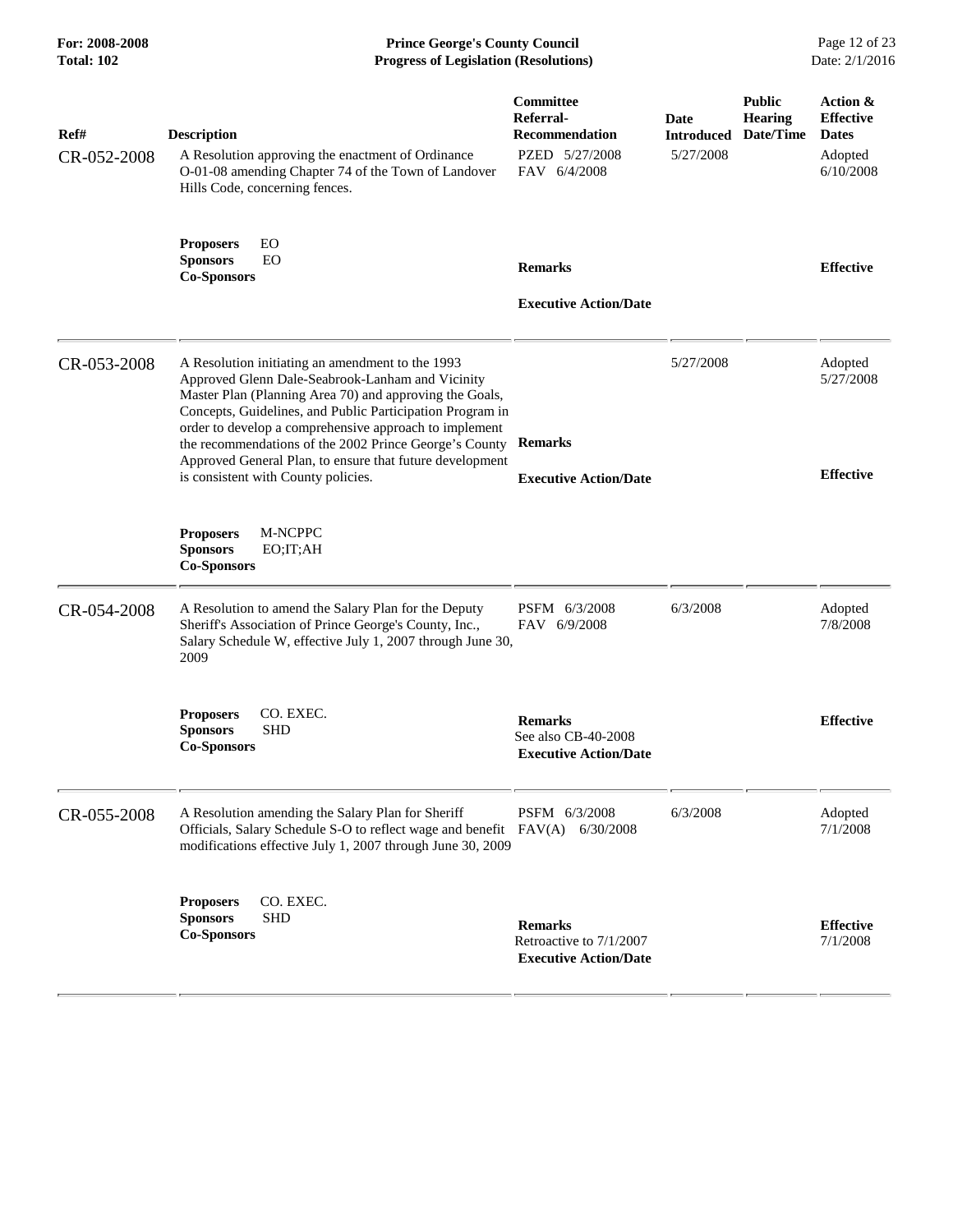| Ref# | Description | Committee Referral-Recommendation | Date Introduced | Public Hearing Date/Time | Action & Effective Dates |
|---|---|---|---|---|---|
| CR-052-2008 | A Resolution approving the enactment of Ordinance O-01-08 amending Chapter 74 of the Town of Landover Hills Code, concerning fences. | PZED 5/27/2008<br>FAV 6/4/2008 | 5/27/2008 | | Adopted 6/10/2008 |
| | **Proposers** EO<br>**Sponsors** EO<br>**Co-Sponsors** | **Remarks**<br><br>**Executive Action/Date** | | | **Effective** |
| CR-053-2008 | A Resolution initiating an amendment to the 1993 Approved Glenn Dale-Seabrook-Lanham and Vicinity Master Plan (Planning Area 70) and approving the Goals, Concepts, Guidelines, and Public Participation Program in order to develop a comprehensive approach to implement the recommendations of the 2002 Prince George's County Approved General Plan, to ensure that future development is consistent with County policies. | | 5/27/2008 | | Adopted 5/27/2008 |
| | **Proposers** M-NCPPC<br>**Sponsors** EO;IT;AH<br>**Co-Sponsors** | **Remarks**<br><br>**Executive Action/Date** | | | **Effective** |
| CR-054-2008 | A Resolution to amend the Salary Plan for the Deputy Sheriff's Association of Prince George's County, Inc., Salary Schedule W, effective July 1, 2007 through June 30, 2009 | PSFM 6/3/2008<br>FAV 6/9/2008 | 6/3/2008 | | Adopted 7/8/2008 |
| | **Proposers** CO. EXEC.<br>**Sponsors** SHD<br>**Co-Sponsors** | **Remarks**<br>See also CB-40-2008<br>**Executive Action/Date** | | | **Effective** |
| CR-055-2008 | A Resolution amending the Salary Plan for Sheriff Officials, Salary Schedule S-O to reflect wage and benefit modifications effective July 1, 2007 through June 30, 2009 | PSFM 6/3/2008<br>FAV(A) 6/30/2008 | 6/3/2008 | | Adopted 7/1/2008 |
| | **Proposers** CO. EXEC.<br>**Sponsors** SHD<br>**Co-Sponsors** | **Remarks**<br>Retroactive to 7/1/2007<br>**Executive Action/Date** | | | **Effective** 7/1/2008 |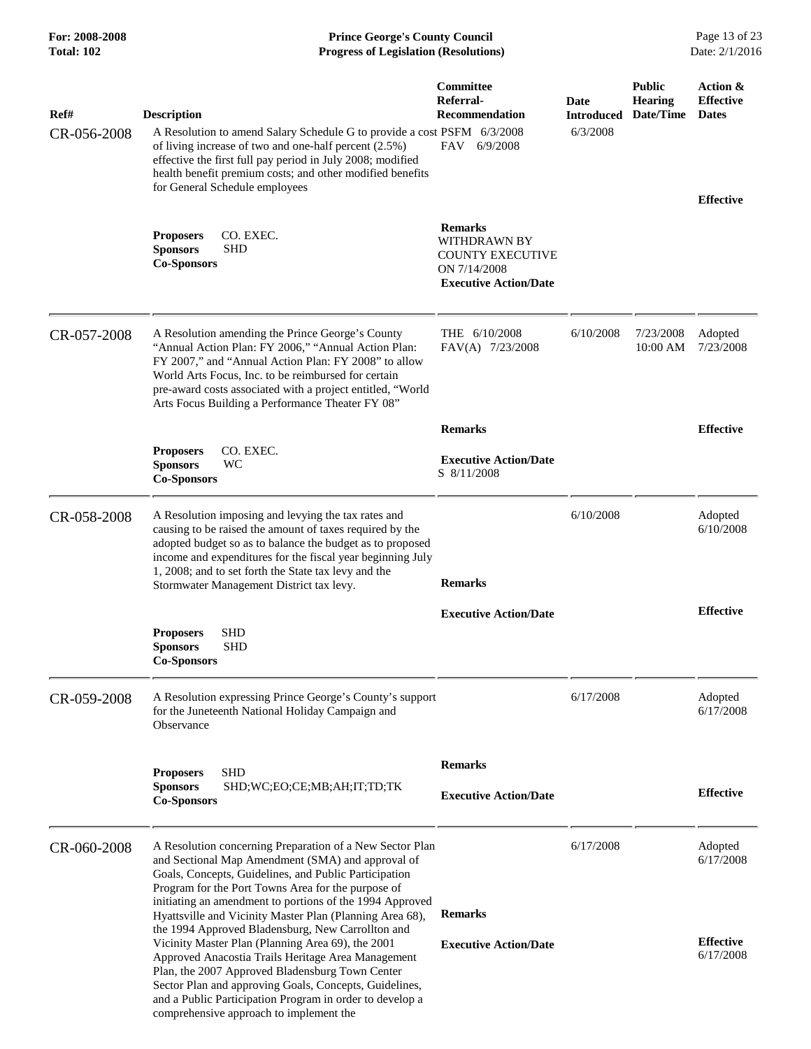| Ref# | Description | Committee Referral-Recommendation | Date Introduced | Public Hearing Date/Time | Action & Effective Dates |
|---|---|---|---|---|---|
| CR-056-2008 | A Resolution to amend Salary Schedule G to provide a cost of living increase of two and one-half percent (2.5%) effective the first full pay period in July 2008; modified health benefit premium costs; and other modified benefits for General Schedule employees | PSFM 6/3/2008<br>FAV 6/9/2008 | 6/3/2008 | | **Effective** |
| | **Proposers** CO. EXEC.<br>**Sponsors** SHD<br>**Co-Sponsors** | **Remarks**<br>WITHDRAWN BY COUNTY EXECUTIVE ON 7/14/2008<br>**Executive Action/Date** | | | |
| CR-057-2008 | A Resolution amending the Prince George's County "Annual Action Plan: FY 2006," "Annual Action Plan: FY 2007," and "Annual Action Plan: FY 2008" to allow World Arts Focus, Inc. to be reimbursed for certain pre-award costs associated with a project entitled, "World Arts Focus Building a Performance Theater FY 08" | THE 6/10/2008<br>FAV(A) 7/23/2008 | 6/10/2008 | 7/23/2008 10:00 AM | Adopted 7/23/2008 |
| | | **Remarks** | | | **Effective** |
| | **Proposers** CO. EXEC.<br>**Sponsors** WC<br>**Co-Sponsors** | **Executive Action/Date**<br>S 8/11/2008 | | | |
| CR-058-2008 | A Resolution imposing and levying the tax rates and causing to be raised the amount of taxes required by the adopted budget so as to balance the budget as to proposed income and expenditures for the fiscal year beginning July 1, 2008; and to set forth the State tax levy and the Stormwater Management District tax levy. | **Remarks**<br>**Executive Action/Date** | 6/10/2008 | | Adopted 6/10/2008<br>**Effective** |
| | **Proposers** SHD<br>**Sponsors** SHD<br>**Co-Sponsors** | | | | |
| CR-059-2008 | A Resolution expressing Prince George's County's support for the Juneteenth National Holiday Campaign and Observance | | 6/17/2008 | | Adopted 6/17/2008 |
| | **Proposers** SHD<br>**Sponsors** SHD;WC;EO;CE;MB;AH;IT;TD;TK<br>**Co-Sponsors** | **Remarks**<br>**Executive Action/Date** | | | **Effective** |
| CR-060-2008 | A Resolution concerning Preparation of a New Sector Plan and Sectional Map Amendment (SMA) and approval of Goals, Concepts, Guidelines, and Public Participation Program for the Port Towns Area for the purpose of initiating an amendment to portions of the 1994 Approved Hyattsville and Vicinity Master Plan (Planning Area 68), the 1994 Approved Bladensburg, New Carrollton and Vicinity Master Plan (Planning Area 69), the 2001 Approved Anacostia Trails Heritage Area Management Plan, the 2007 Approved Bladensburg Town Center Sector Plan and approving Goals, Concepts, Guidelines, and a Public Participation Program in order to develop a comprehensive approach to implement the | **Remarks**<br>**Executive Action/Date** | 6/17/2008 | | Adopted 6/17/2008<br>**Effective** 6/17/2008 |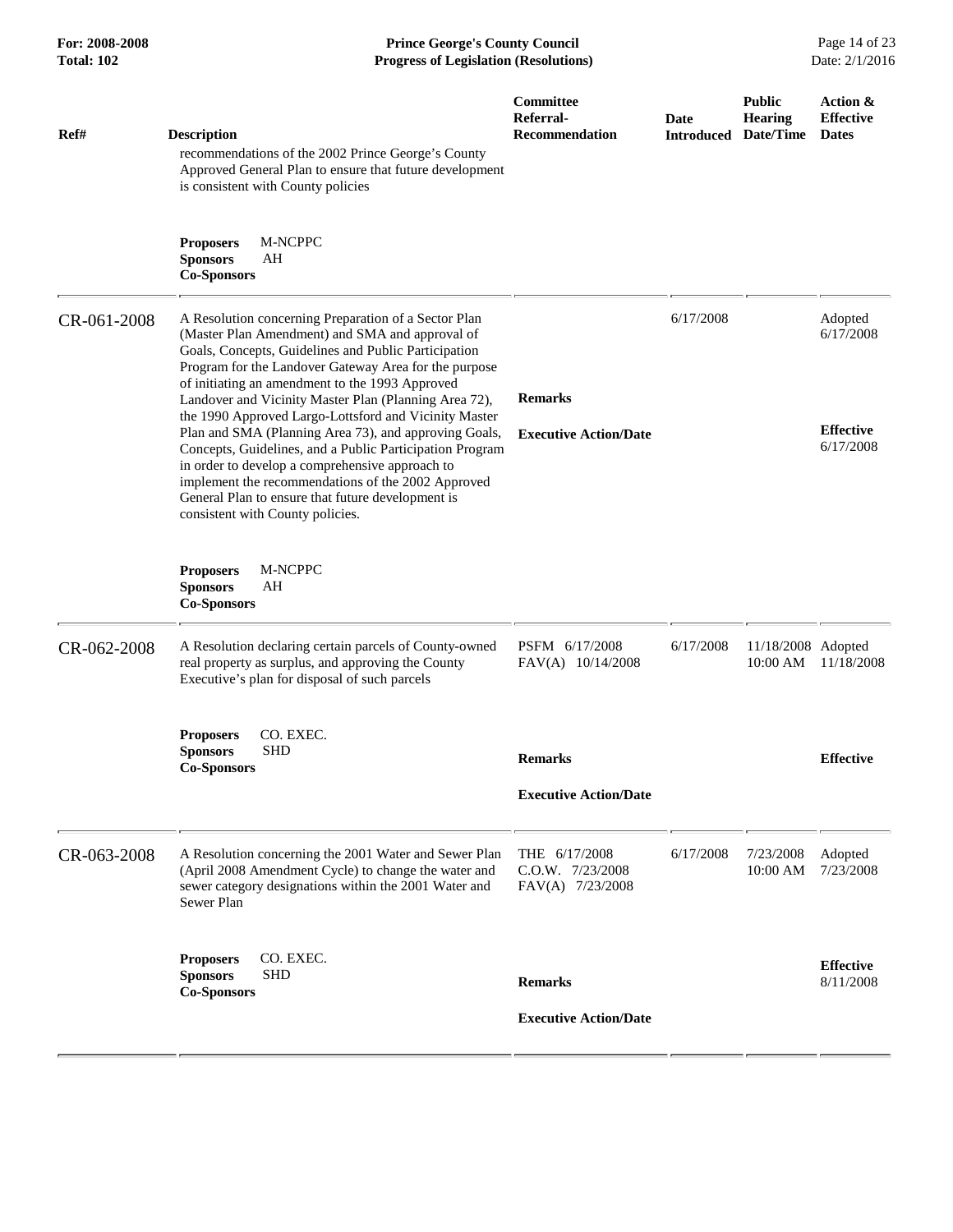| Ref# | Description | Committee Referral-Recommendation | Date Introduced | Public Hearing Date/Time | Action & Effective Dates |
|---|---|---|---|---|---|
| | recommendations of the 2002 Prince George's County Approved General Plan to ensure that future development is consistent with County policies<br><br>**Proposers** M-NCPPC<br>**Sponsors** AH<br>**Co-Sponsors** | | | | |
| CR-061-2008 | A Resolution concerning Preparation of a Sector Plan (Master Plan Amendment) and SMA and approval of Goals, Concepts, Guidelines and Public Participation Program for the Landover Gateway Area for the purpose of initiating an amendment to the 1993 Approved Landover and Vicinity Master Plan (Planning Area 72), the 1990 Approved Largo-Lottsford and Vicinity Master Plan and SMA (Planning Area 73), and approving Goals, Concepts, Guidelines, and a Public Participation Program in order to develop a comprehensive approach to implement the recommendations of the 2002 Approved General Plan to ensure that future development is consistent with County policies.<br><br>**Proposers** M-NCPPC<br>**Sponsors** AH<br>**Co-Sponsors** | **Remarks**<br><br>**Executive Action/Date** | 6/17/2008 | | Adopted 6/17/2008<br><br>**Effective** 6/17/2008 |
| CR-062-2008 | A Resolution declaring certain parcels of County-owned real property as surplus, and approving the County Executive's plan for disposal of such parcels<br><br>**Proposers** CO. EXEC.<br>**Sponsors** SHD<br>**Co-Sponsors** | PSFM 6/17/2008<br>FAV(A) 10/14/2008<br><br>**Remarks**<br><br>**Executive Action/Date** | 6/17/2008 | 11/18/2008 10:00 AM | Adopted 11/18/2008<br><br>**Effective** |
| CR-063-2008 | A Resolution concerning the 2001 Water and Sewer Plan (April 2008 Amendment Cycle) to change the water and sewer category designations within the 2001 Water and Sewer Plan<br><br>**Proposers** CO. EXEC.<br>**Sponsors** SHD<br>**Co-Sponsors** | THE 6/17/2008<br>C.O.W. 7/23/2008<br>FAV(A) 7/23/2008<br><br>**Remarks**<br><br>**Executive Action/Date** | 6/17/2008 | 7/23/2008 10:00 AM | Adopted 7/23/2008<br><br>**Effective** 8/11/2008 |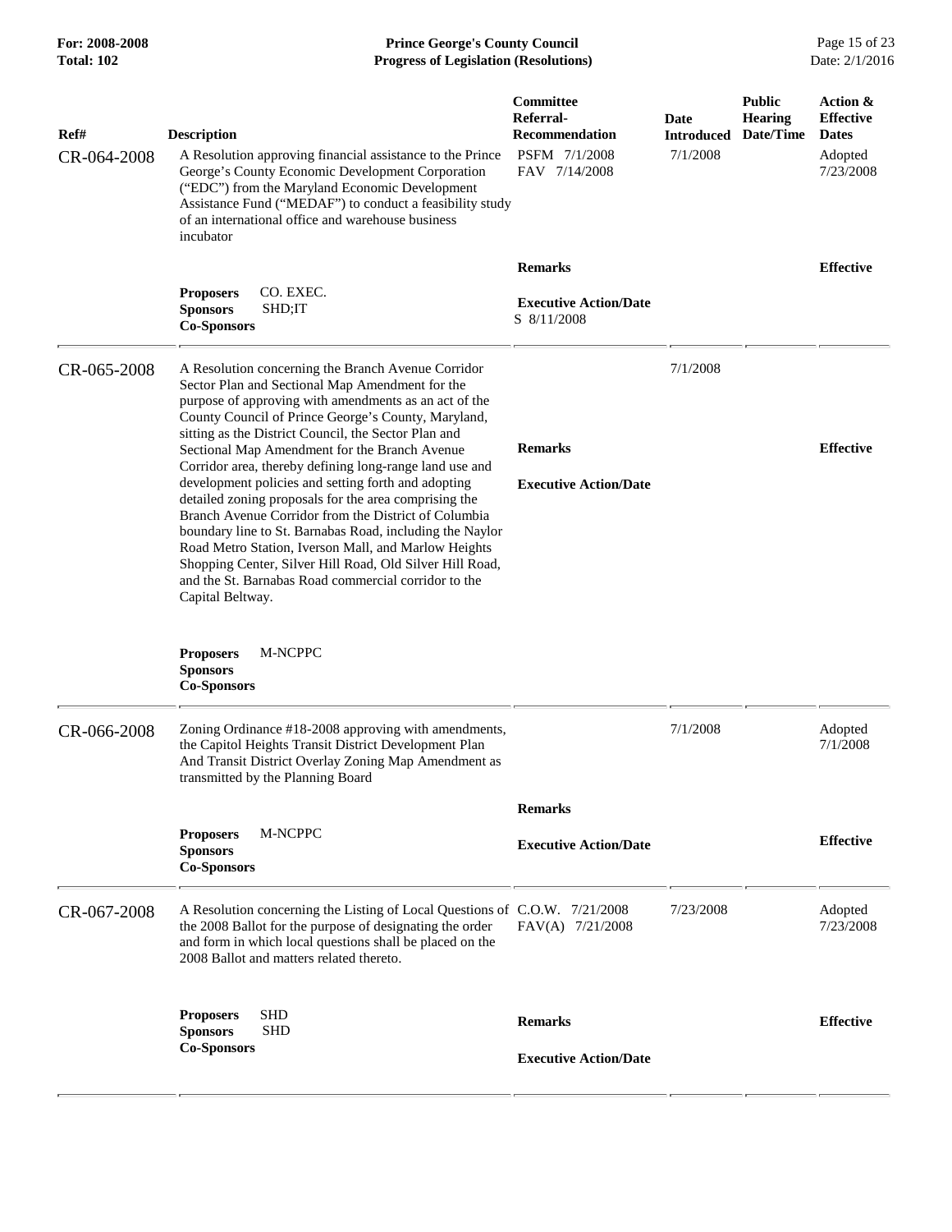| Ref# | Description | Committee Referral-Recommendation | Date Introduced | Public Hearing Date/Time | Action & Effective Dates |
|---|---|---|---|---|---|
| CR-064-2008 | A Resolution approving financial assistance to the Prince George's County Economic Development Corporation ("EDC") from the Maryland Economic Development Assistance Fund ("MEDAF") to conduct a feasibility study of an international office and warehouse business incubator | PSFM 7/1/2008<br>FAV 7/14/2008 | 7/1/2008 | | Adopted<br>7/23/2008 |
| | **Proposers** CO. EXEC.<br>**Sponsors** SHD;IT<br>**Co-Sponsors** | **Remarks**<br><br>**Executive Action/Date**<br>S 8/11/2008 | | | **Effective** |
| CR-065-2008 | A Resolution concerning the Branch Avenue Corridor Sector Plan and Sectional Map Amendment for the purpose of approving with amendments as an act of the County Council of Prince George's County, Maryland, sitting as the District Council, the Sector Plan and Sectional Map Amendment for the Branch Avenue Corridor area, thereby defining long-range land use and development policies and setting forth and adopting detailed zoning proposals for the area comprising the Branch Avenue Corridor from the District of Columbia boundary line to St. Barnabas Road, including the Naylor Road Metro Station, Iverson Mall, and Marlow Heights Shopping Center, Silver Hill Road, Old Silver Hill Road, and the St. Barnabas Road commercial corridor to the Capital Beltway. | **Remarks**<br><br>**Executive Action/Date** | 7/1/2008 | | **Effective** |
| | **Proposers** M-NCPPC<br>**Sponsors**<br>**Co-Sponsors** | | | | |
| CR-066-2008 | Zoning Ordinance #18-2008 approving with amendments, the Capitol Heights Transit District Development Plan And Transit District Overlay Zoning Map Amendment as transmitted by the Planning Board | | 7/1/2008 | | Adopted<br>7/1/2008 |
| | **Proposers** M-NCPPC<br>**Sponsors**<br>**Co-Sponsors** | **Remarks**<br><br>**Executive Action/Date** | | | **Effective** |
| CR-067-2008 | A Resolution concerning the Listing of Local Questions of the 2008 Ballot for the purpose of designating the order and form in which local questions shall be placed on the 2008 Ballot and matters related thereto. | C.O.W. 7/21/2008<br>FAV(A) 7/21/2008 | 7/23/2008 | | Adopted<br>7/23/2008 |
| | **Proposers** SHD<br>**Sponsors** SHD<br>**Co-Sponsors** | **Remarks**<br><br>**Executive Action/Date** | | | **Effective** |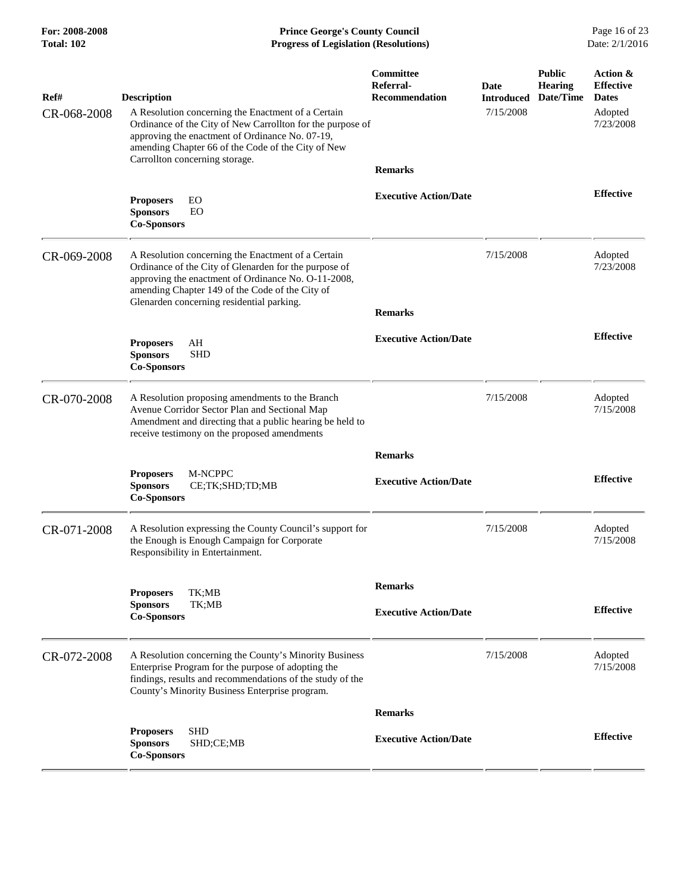| Ref# | Description | Committee Referral-Recommendation | Date Introduced | Public Hearing Date/Time | Action & Effective Dates |
|---|---|---|---|---|---|
| CR-068-2008 | A Resolution concerning the Enactment of a Certain Ordinance of the City of New Carrollton for the purpose of approving the enactment of Ordinance No. 07-19, amending Chapter 66 of the Code of the City of New Carrollton concerning storage. | | 7/15/2008 | | Adopted 7/23/2008 |
| | | **Remarks** | | | |
| | **Proposers** EO<br>**Sponsors** EO<br>**Co-Sponsors** | **Executive Action/Date** | | | **Effective** |
| CR-069-2008 | A Resolution concerning the Enactment of a Certain Ordinance of the City of Glenarden for the purpose of approving the enactment of Ordinance No. O-11-2008, amending Chapter 149 of the Code of the City of Glenarden concerning residential parking. | | 7/15/2008 | | Adopted 7/23/2008 |
| | | **Remarks** | | | |
| | **Proposers** AH<br>**Sponsors** SHD<br>**Co-Sponsors** | **Executive Action/Date** | | | **Effective** |
| CR-070-2008 | A Resolution proposing amendments to the Branch Avenue Corridor Sector Plan and Sectional Map Amendment and directing that a public hearing be held to receive testimony on the proposed amendments | | 7/15/2008 | | Adopted 7/15/2008 |
| | | **Remarks** | | | |
| | **Proposers** M-NCPPC<br>**Sponsors** CE;TK;SHD;TD;MB<br>**Co-Sponsors** | **Executive Action/Date** | | | **Effective** |
| CR-071-2008 | A Resolution expressing the County Council's support for the Enough is Enough Campaign for Corporate Responsibility in Entertainment. | | 7/15/2008 | | Adopted 7/15/2008 |
| | | **Remarks** | | | |
| | **Proposers** TK;MB<br>**Sponsors** TK;MB<br>**Co-Sponsors** | **Executive Action/Date** | | | **Effective** |
| CR-072-2008 | A Resolution concerning the County's Minority Business Enterprise Program for the purpose of adopting the findings, results and recommendations of the study of the County's Minority Business Enterprise program. | | 7/15/2008 | | Adopted 7/15/2008 |
| | | **Remarks** | | | |
| | **Proposers** SHD<br>**Sponsors** SHD;CE;MB<br>**Co-Sponsors** | **Executive Action/Date** | | | **Effective** |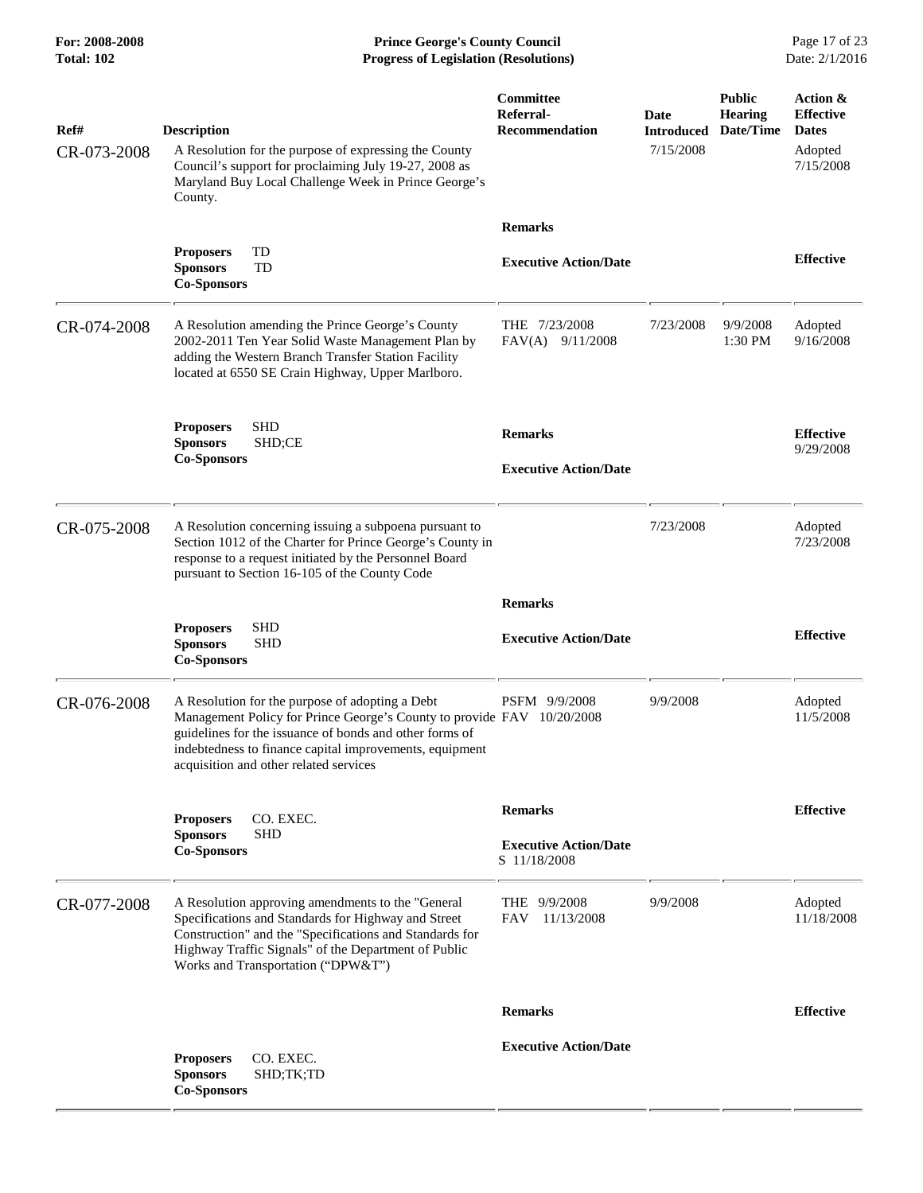| Ref# | Description | Committee Referral-Recommendation | Date Introduced | Public Hearing Date/Time | Action & Effective Dates |
|---|---|---|---|---|---|
| CR-073-2008 | A Resolution for the purpose of expressing the County Council's support for proclaiming July 19-27, 2008 as Maryland Buy Local Challenge Week in Prince George's County. | | 7/15/2008 | | Adopted 7/15/2008 |
| | **Proposers** TD<br>**Sponsors** TD<br>**Co-Sponsors** | **Remarks**<br>**Executive Action/Date** | | | **Effective** |
| CR-074-2008 | A Resolution amending the Prince George's County 2002-2011 Ten Year Solid Waste Management Plan by adding the Western Branch Transfer Station Facility located at 6550 SE Crain Highway, Upper Marlboro. | THE 7/23/2008<br>FAV(A) 9/11/2008 | 7/23/2008 | 9/9/2008 1:30 PM | Adopted 9/16/2008 |
| | **Proposers** SHD<br>**Sponsors** SHD;CE<br>**Co-Sponsors** | **Remarks**<br>**Executive Action/Date** | | | **Effective** 9/29/2008 |
| CR-075-2008 | A Resolution concerning issuing a subpoena pursuant to Section 1012 of the Charter for Prince George's County in response to a request initiated by the Personnel Board pursuant to Section 16-105 of the County Code | | 7/23/2008 | | Adopted 7/23/2008 |
| | **Proposers** SHD<br>**Sponsors** SHD<br>**Co-Sponsors** | **Remarks**<br>**Executive Action/Date** | | | **Effective** |
| CR-076-2008 | A Resolution for the purpose of adopting a Debt Management Policy for Prince George's County to provide guidelines for the issuance of bonds and other forms of indebtedness to finance capital improvements, equipment acquisition and other related services | PSFM 9/9/2008<br>FAV 10/20/2008 | 9/9/2008 | | Adopted 11/5/2008 |
| | **Proposers** CO. EXEC.<br>**Sponsors** SHD<br>**Co-Sponsors** | **Remarks**<br>**Executive Action/Date**<br>S 11/18/2008 | | | **Effective** |
| CR-077-2008 | A Resolution approving amendments to the "General Specifications and Standards for Highway and Street Construction" and the "Specifications and Standards for Highway Traffic Signals" of the Department of Public Works and Transportation ("DPW&T") | THE 9/9/2008<br>FAV 11/13/2008 | 9/9/2008 | | Adopted 11/18/2008 |
| | **Proposers** CO. EXEC.<br>**Sponsors** SHD;TK;TD<br>**Co-Sponsors** | **Remarks**<br>**Executive Action/Date** | | | **Effective** |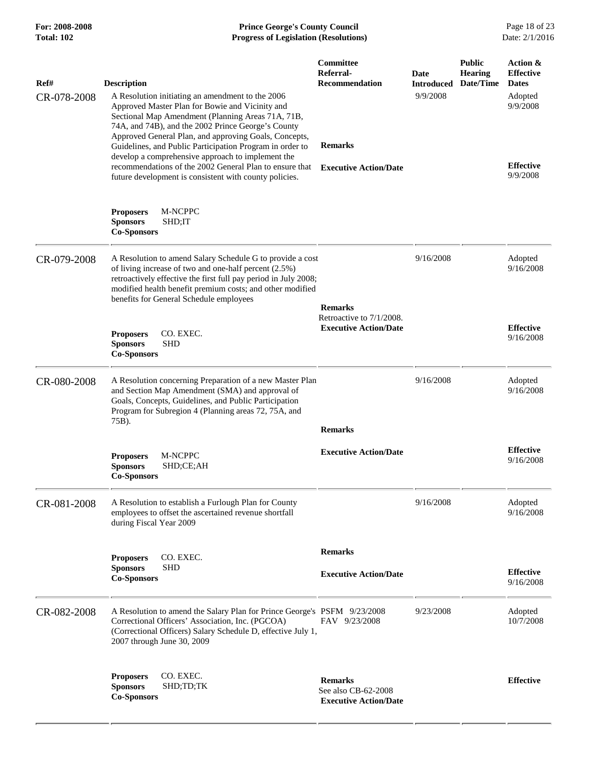| Ref# | Description | Committee Referral-Recommendation | Date Introduced | Public Hearing Date/Time | Action & Effective Dates |
|---|---|---|---|---|---|
| CR-078-2008 | A Resolution initiating an amendment to the 2006 Approved Master Plan for Bowie and Vicinity and Sectional Map Amendment (Planning Areas 71A, 71B, 74A, and 74B), and the 2002 Prince George's County Approved General Plan, and approving Goals, Concepts, Guidelines, and Public Participation Program in order to develop a comprehensive approach to implement the recommendations of the 2002 General Plan to ensure that future development is consistent with county policies.<br><br>**Proposers** M-NCPPC<br>**Sponsors** SHD;IT<br>**Co-Sponsors** | **Remarks**<br><br>**Executive Action/Date** | 9/9/2008 | | Adopted 9/9/2008<br><br>**Effective** 9/9/2008 |
| CR-079-2008 | A Resolution to amend Salary Schedule G to provide a cost of living increase of two and one-half percent (2.5%) retroactively effective the first full pay period in July 2008; modified health benefit premium costs; and other modified benefits for General Schedule employees<br><br>**Proposers** CO. EXEC.<br>**Sponsors** SHD<br>**Co-Sponsors** | **Remarks**<br>Retroactive to 7/1/2008.<br>**Executive Action/Date** | 9/16/2008 | | Adopted 9/16/2008<br><br>**Effective** 9/16/2008 |
| CR-080-2008 | A Resolution concerning Preparation of a new Master Plan and Section Map Amendment (SMA) and approval of Goals, Concepts, Guidelines, and Public Participation Program for Subregion 4 (Planning areas 72, 75A, and 75B).<br><br>**Proposers** M-NCPPC<br>**Sponsors** SHD;CE;AH<br>**Co-Sponsors** | **Remarks**<br><br>**Executive Action/Date** | 9/16/2008 | | Adopted 9/16/2008<br><br>**Effective** 9/16/2008 |
| CR-081-2008 | A Resolution to establish a Furlough Plan for County employees to offset the ascertained revenue shortfall during Fiscal Year 2009<br><br>**Proposers** CO. EXEC.<br>**Sponsors** SHD<br>**Co-Sponsors** | **Remarks**<br><br>**Executive Action/Date** | 9/16/2008 | | Adopted 9/16/2008<br><br>**Effective** 9/16/2008 |
| CR-082-2008 | A Resolution to amend the Salary Plan for Prince George's Correctional Officers' Association, Inc. (PGCOA) (Correctional Officers) Salary Schedule D, effective July 1, 2007 through June 30, 2009<br><br>**Proposers** CO. EXEC.<br>**Sponsors** SHD;TD;TK<br>**Co-Sponsors** | PSFM 9/23/2008<br>FAV 9/23/2008<br><br>**Remarks**<br>See also CB-62-2008<br>**Executive Action/Date** | 9/23/2008 | | Adopted 10/7/2008<br><br>**Effective** |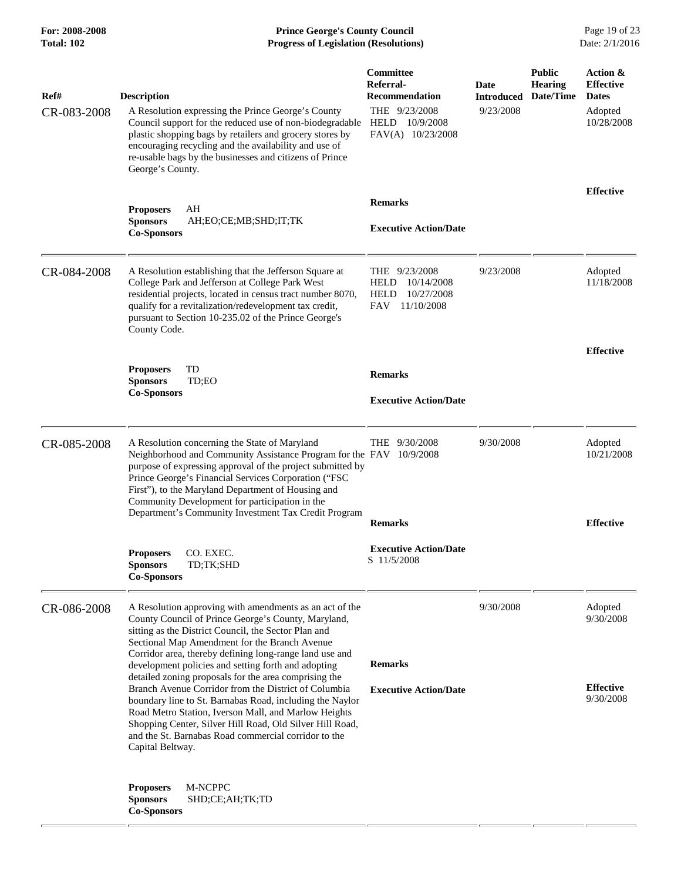| Ref# | Description | Committee Referral-Recommendation | Date Introduced | Public Hearing Date/Time | Action & Effective Dates |
|---|---|---|---|---|---|
| CR-083-2008 | A Resolution expressing the Prince George's County Council support for the reduced use of non-biodegradable plastic shopping bags by retailers and grocery stores by encouraging recycling and the availability and use of re-usable bags by the businesses and citizens of Prince George's County. | THE 9/23/2008 HELD 10/9/2008 FAV(A) 10/23/2008 | 9/23/2008 | | Adopted 10/28/2008 |
| | **Proposers** AH **Sponsors** AH;EO;CE;MB;SHD;IT;TK **Co-Sponsors** | **Remarks** **Executive Action/Date** | | | **Effective** |
| CR-084-2008 | A Resolution establishing that the Jefferson Square at College Park and Jefferson at College Park West residential projects, located in census tract number 8070, qualify for a revitalization/redevelopment tax credit, pursuant to Section 10-235.02 of the Prince George's County Code. | THE 9/23/2008 HELD 10/14/2008 HELD 10/27/2008 FAV 11/10/2008 | 9/23/2008 | | Adopted 11/18/2008 |
| | **Proposers** TD **Sponsors** TD;EO **Co-Sponsors** | **Remarks** **Executive Action/Date** | | | **Effective** |
| CR-085-2008 | A Resolution concerning the State of Maryland Neighborhood and Community Assistance Program for the purpose of expressing approval of the project submitted by Prince George's Financial Services Corporation ("FSC First"), to the Maryland Department of Housing and Community Development for participation in the Department's Community Investment Tax Credit Program | THE 9/30/2008 FAV 10/9/2008 | 9/30/2008 | | Adopted 10/21/2008 |
| | **Proposers** CO. EXEC. **Sponsors** TD;TK;SHD **Co-Sponsors** | **Remarks** **Executive Action/Date** S 11/5/2008 | | | **Effective** |
| CR-086-2008 | A Resolution approving with amendments as an act of the County Council of Prince George's County, Maryland, sitting as the District Council, the Sector Plan and Sectional Map Amendment for the Branch Avenue Corridor area, thereby defining long-range land use and development policies and setting forth and adopting detailed zoning proposals for the area comprising the Branch Avenue Corridor from the District of Columbia boundary line to St. Barnabas Road, including the Naylor Road Metro Station, Iverson Mall, and Marlow Heights Shopping Center, Silver Hill Road, Old Silver Hill Road, and the St. Barnabas Road commercial corridor to the Capital Beltway. | | 9/30/2008 | | Adopted 9/30/2008 |
| | **Proposers** M-NCPPC **Sponsors** SHD;CE;AH;TK;TD **Co-Sponsors** | **Remarks** **Executive Action/Date** | | | **Effective** 9/30/2008 |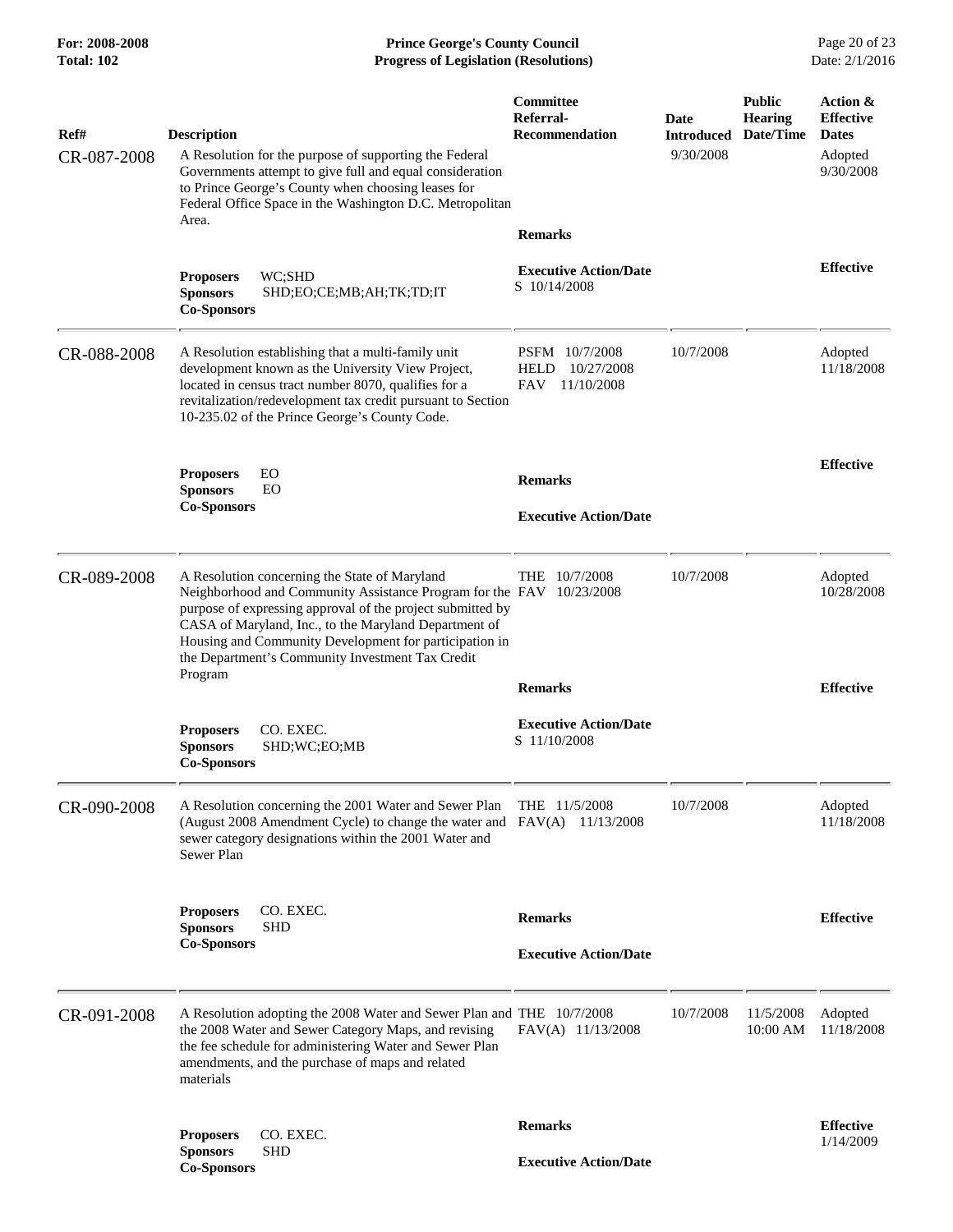| Ref# | Description | Committee Referral-Recommendation | Date Introduced | Public Hearing Date/Time | Action & Effective Dates |
|---|---|---|---|---|---|
| CR-087-2008 | A Resolution for the purpose of supporting the Federal Governments attempt to give full and equal consideration to Prince George's County when choosing leases for Federal Office Space in the Washington D.C. Metropolitan Area. | | 9/30/2008 | | Adopted 9/30/2008 |
| | | **Remarks** | | | |
| | **Proposers** WC;SHD<br>**Sponsors** SHD;EO;CE;MB;AH;TK;TD;IT<br>**Co-Sponsors** | **Executive Action/Date**<br>S 10/14/2008 | | | **Effective** |
| CR-088-2008 | A Resolution establishing that a multi-family unit development known as the University View Project, located in census tract number 8070, qualifies for a revitalization/redevelopment tax credit pursuant to Section 10-235.02 of the Prince George's County Code. | PSFM 10/7/2008<br>HELD 10/27/2008<br>FAV 11/10/2008 | 10/7/2008 | | Adopted 11/18/2008 |
| | **Proposers** EO<br>**Sponsors** EO<br>**Co-Sponsors** | **Remarks**<br><br>**Executive Action/Date** | | | **Effective** |
| CR-089-2008 | A Resolution concerning the State of Maryland Neighborhood and Community Assistance Program for the purpose of expressing approval of the project submitted by CASA of Maryland, Inc., to the Maryland Department of Housing and Community Development for participation in the Department's Community Investment Tax Credit Program | THE 10/7/2008<br>FAV 10/23/2008 | 10/7/2008 | | Adopted 10/28/2008 |
| | | **Remarks** | | | **Effective** |
| | **Proposers** CO. EXEC.<br>**Sponsors** SHD;WC;EO;MB<br>**Co-Sponsors** | **Executive Action/Date**<br>S 11/10/2008 | | | |
| CR-090-2008 | A Resolution concerning the 2001 Water and Sewer Plan (August 2008 Amendment Cycle) to change the water and sewer category designations within the 2001 Water and Sewer Plan | THE 11/5/2008<br>FAV(A) 11/13/2008 | 10/7/2008 | | Adopted 11/18/2008 |
| | **Proposers** CO. EXEC.<br>**Sponsors** SHD<br>**Co-Sponsors** | **Remarks**<br><br>**Executive Action/Date** | | | **Effective** |
| CR-091-2008 | A Resolution adopting the 2008 Water and Sewer Plan and the 2008 Water and Sewer Category Maps, and revising the fee schedule for administering Water and Sewer Plan amendments, and the purchase of maps and related materials | THE 10/7/2008<br>FAV(A) 11/13/2008 | 10/7/2008 | 11/5/2008 10:00 AM | Adopted 11/18/2008 |
| | **Proposers** CO. EXEC.<br>**Sponsors** SHD<br>**Co-Sponsors** | **Remarks**<br><br>**Executive Action/Date** | | | **Effective** 1/14/2009 |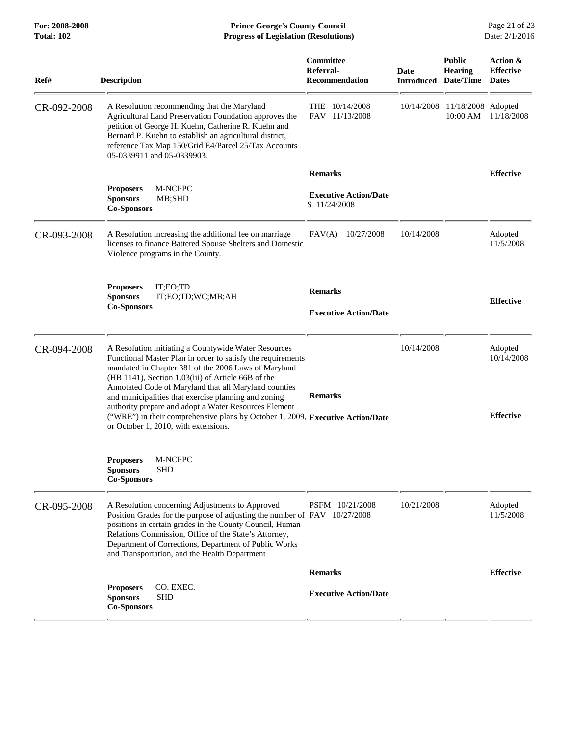| Ref# | Description | Committee Referral-Recommendation | Date Introduced | Public Hearing Date/Time | Action & Effective Dates |
|---|---|---|---|---|---|
| CR-092-2008 | A Resolution recommending that the Maryland Agricultural Land Preservation Foundation approves the petition of George H. Kuehn, Catherine R. Kuehn and Bernard P. Kuehn to establish an agricultural district, reference Tax Map 150/Grid E4/Parcel 25/Tax Accounts 05-0339911 and 05-0339903. | THE 10/14/2008<br>FAV 11/13/2008 | 10/14/2008 | 11/18/2008<br>10:00 AM | Adopted<br>11/18/2008 |
| | **Proposers** M-NCPPC<br>**Sponsors** MB;SHD<br>**Co-Sponsors** | **Remarks**<br><br>**Executive Action/Date**<br>S 11/24/2008 | | | **Effective** |
| CR-093-2008 | A Resolution increasing the additional fee on marriage licenses to finance Battered Spouse Shelters and Domestic Violence programs in the County. | FAV(A) 10/27/2008 | 10/14/2008 | | Adopted<br>11/5/2008 |
| | **Proposers** IT;EO;TD<br>**Sponsors** IT;EO;TD;WC;MB;AH<br>**Co-Sponsors** | **Remarks**<br><br>**Executive Action/Date** | | | **Effective** |
| CR-094-2008 | A Resolution initiating a Countywide Water Resources Functional Master Plan in order to satisfy the requirements mandated in Chapter 381 of the 2006 Laws of Maryland (HB 1141), Section 1.03(iii) of Article 66B of the Annotated Code of Maryland that all Maryland counties and municipalities that exercise planning and zoning authority prepare and adopt a Water Resources Element ("WRE") in their comprehensive plans by October 1, 2009, or October 1, 2010, with extensions. | | 10/14/2008 | | Adopted<br>10/14/2008 |
| | **Proposers** M-NCPPC<br>**Sponsors** SHD<br>**Co-Sponsors** | **Remarks**<br><br>**Executive Action/Date** | | | **Effective** |
| CR-095-2008 | A Resolution concerning Adjustments to Approved Position Grades for the purpose of adjusting the number of positions in certain grades in the County Council, Human Relations Commission, Office of the State's Attorney, Department of Corrections, Department of Public Works and Transportation, and the Health Department | PSFM 10/21/2008<br>FAV 10/27/2008 | 10/21/2008 | | Adopted<br>11/5/2008 |
| | **Proposers** CO. EXEC.<br>**Sponsors** SHD<br>**Co-Sponsors** | **Remarks**<br><br>**Executive Action/Date** | | | **Effective** |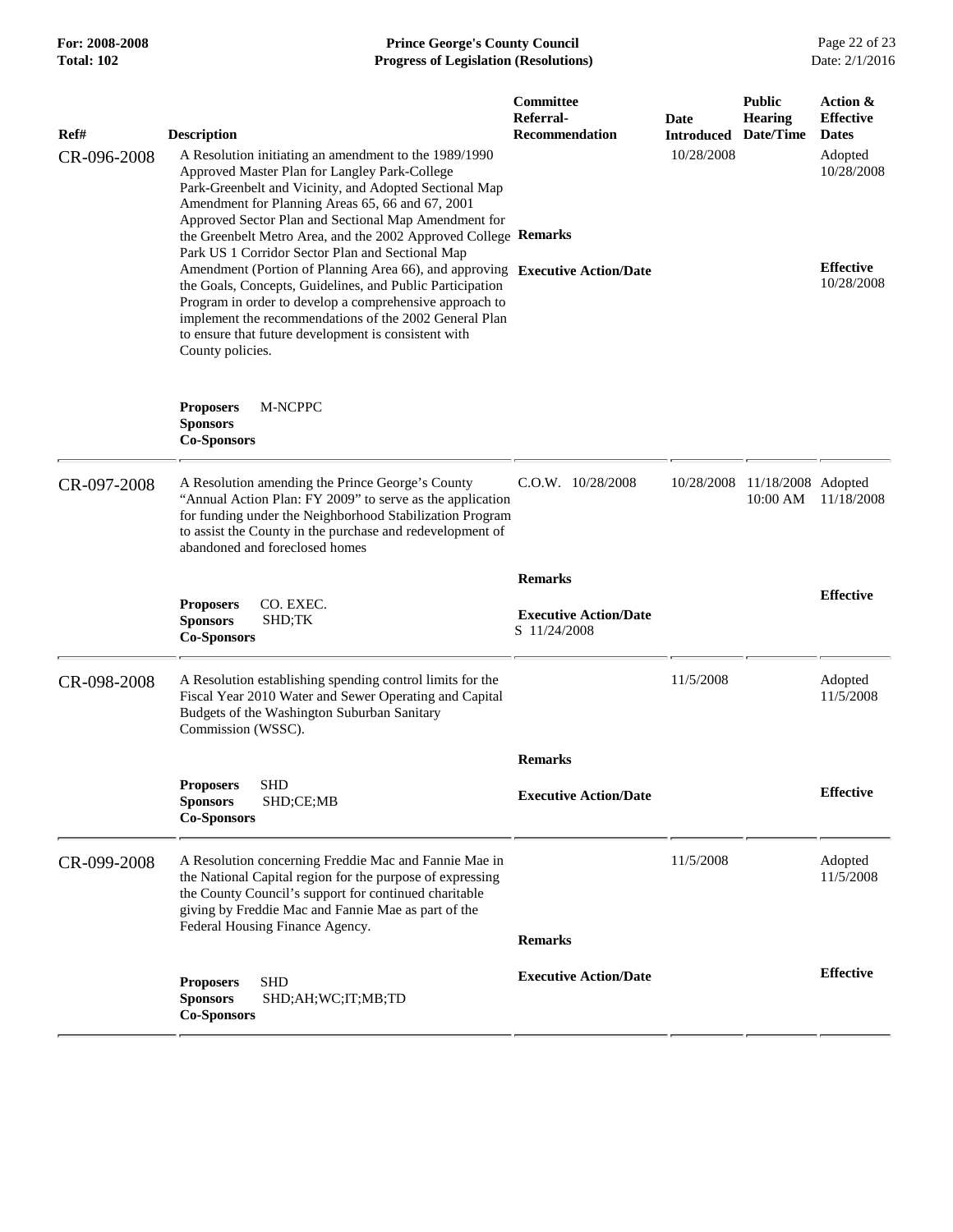| Ref# | Description | Committee Referral-Recommendation | Date Introduced | Public Hearing Date/Time | Action & Effective Dates |
|---|---|---|---|---|---|
| CR-096-2008 | A Resolution initiating an amendment to the 1989/1990 Approved Master Plan for Langley Park-College Park-Greenbelt and Vicinity, and Adopted Sectional Map Amendment for Planning Areas 65, 66 and 67, 2001 Approved Sector Plan and Sectional Map Amendment for the Greenbelt Metro Area, and the 2002 Approved College Park US 1 Corridor Sector Plan and Sectional Map Amendment (Portion of Planning Area 66), and approving the Goals, Concepts, Guidelines, and Public Participation Program in order to develop a comprehensive approach to implement the recommendations of the 2002 General Plan to ensure that future development is consistent with County policies. | **Remarks** | 10/28/2008 | | Adopted 10/28/2008 |
| | **Proposers** M-NCPPC<br>**Sponsors**<br>**Co-Sponsors** | **Executive Action/Date** | | | **Effective** 10/28/2008 |
| CR-097-2008 | A Resolution amending the Prince George's County "Annual Action Plan: FY 2009" to serve as the application for funding under the Neighborhood Stabilization Program to assist the County in the purchase and redevelopment of abandoned and foreclosed homes | C.O.W. 10/28/2008<br>**Remarks** | 10/28/2008 | 11/18/2008 10:00 AM | Adopted 11/18/2008 |
| | **Proposers** CO. EXEC.<br>**Sponsors** SHD;TK<br>**Co-Sponsors** | **Executive Action/Date** S 11/24/2008 | | | **Effective** |
| CR-098-2008 | A Resolution establishing spending control limits for the Fiscal Year 2010 Water and Sewer Operating and Capital Budgets of the Washington Suburban Sanitary Commission (WSSC). | **Remarks** | 11/5/2008 | | Adopted 11/5/2008 |
| | **Proposers** SHD<br>**Sponsors** SHD;CE;MB<br>**Co-Sponsors** | **Executive Action/Date** | | | **Effective** |
| CR-099-2008 | A Resolution concerning Freddie Mac and Fannie Mae in the National Capital region for the purpose of expressing the County Council's support for continued charitable giving by Freddie Mac and Fannie Mae as part of the Federal Housing Finance Agency. | **Remarks** | 11/5/2008 | | Adopted 11/5/2008 |
| | **Proposers** SHD<br>**Sponsors** SHD;AH;WC;IT;MB;TD<br>**Co-Sponsors** | **Executive Action/Date** | | | **Effective** |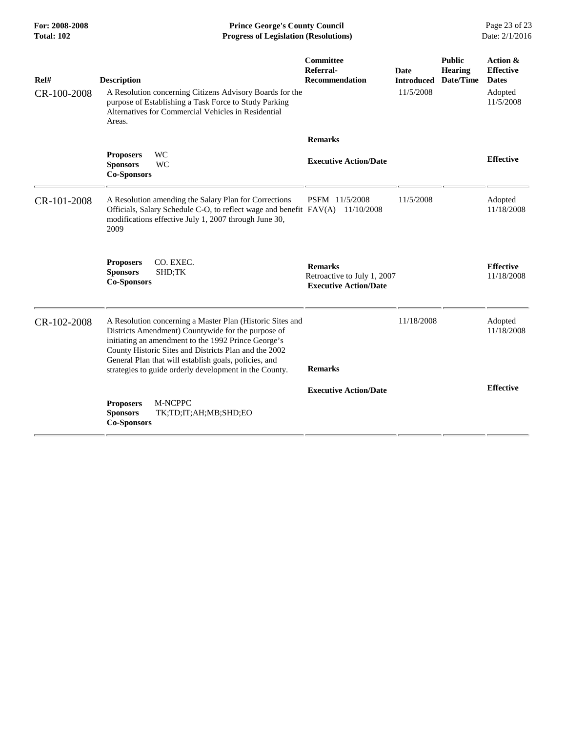| Ref# | Description | Committee Referral-Recommendation | Date Introduced | Public Hearing Date/Time | Action & Effective Dates |
|---|---|---|---|---|---|
| CR-100-2008 | A Resolution concerning Citizens Advisory Boards for the purpose of Establishing a Task Force to Study Parking Alternatives for Commercial Vehicles in Residential Areas. | | 11/5/2008 | | Adopted 11/5/2008 |
| | **Proposers** WC **Sponsors** WC **Co-Sponsors** | **Remarks** **Executive Action/Date** | | | **Effective** |
| CR-101-2008 | A Resolution amending the Salary Plan for Corrections Officials, Salary Schedule C-O, to reflect wage and benefit modifications effective July 1, 2007 through June 30, 2009 | PSFM 11/5/2008 FAV(A) 11/10/2008 | 11/5/2008 | | Adopted 11/18/2008 |
| | **Proposers** CO. EXEC. **Sponsors** SHD;TK **Co-Sponsors** | **Remarks** Retroactive to July 1, 2007 **Executive Action/Date** | | | **Effective** 11/18/2008 |
| CR-102-2008 | A Resolution concerning a Master Plan (Historic Sites and Districts Amendment) Countywide for the purpose of initiating an amendment to the 1992 Prince George's County Historic Sites and Districts Plan and the 2002 General Plan that will establish goals, policies, and strategies to guide orderly development in the County. | | 11/18/2008 | | Adopted 11/18/2008 |
| | **Proposers** M-NCPPC **Sponsors** TK;TD;IT;AH;MB;SHD;EO **Co-Sponsors** | **Remarks** **Executive Action/Date** | | | **Effective** |